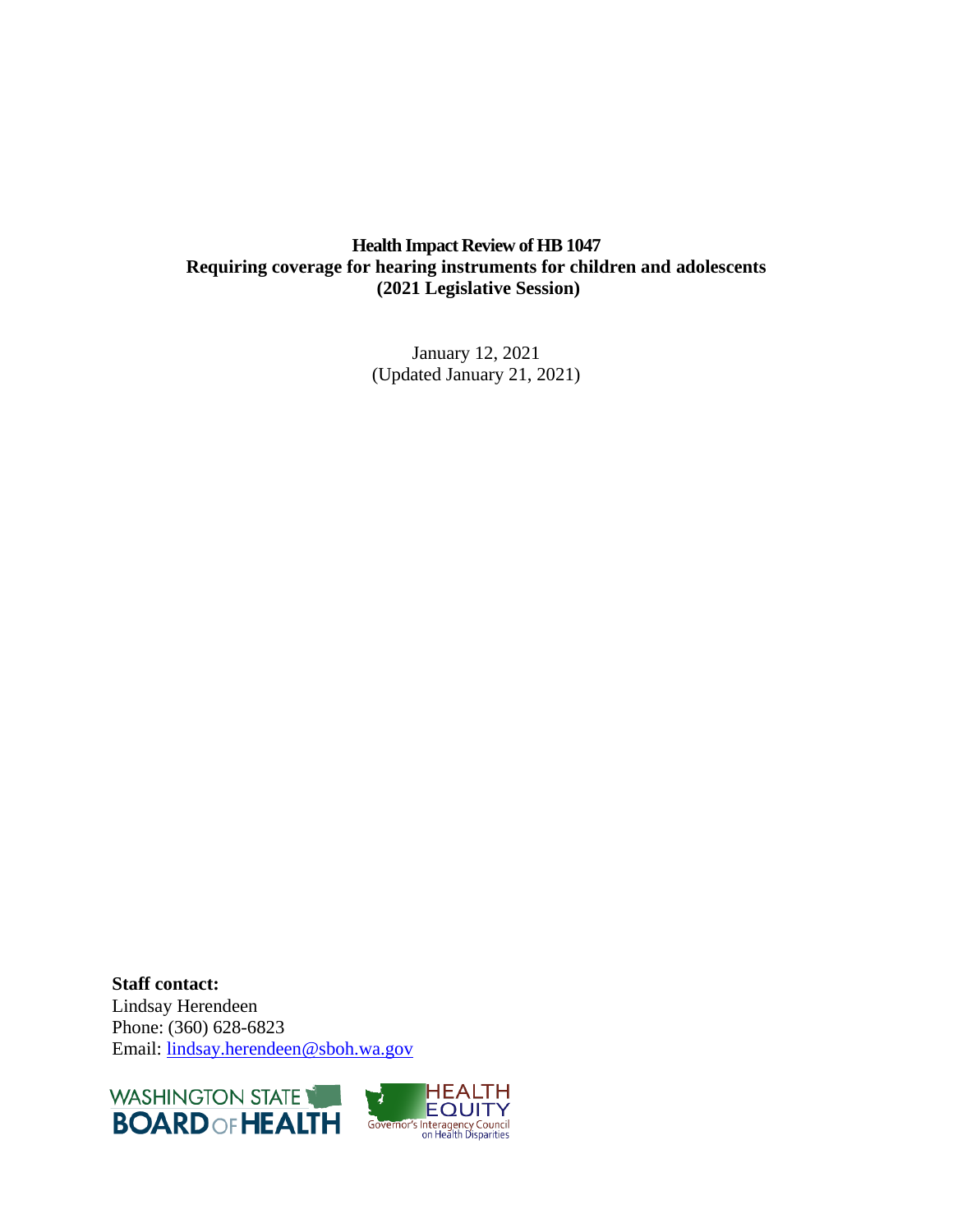# Health Impact Review of HB 1047
## Requiring coverage for hearing instruments for children and adolescents
## (2021 Legislative Session)

January 12, 2021
(Updated January 21, 2021)

**Staff contact:**
Lindsay Herendeen
Phone: (360) 628-6823
Email: lindsay.herendeen@sboh.wa.gov

WASHINGTON STATE BOARD OF HEALTH

HEALTH EQUITY
Governor's Interagency Council on Health Disparities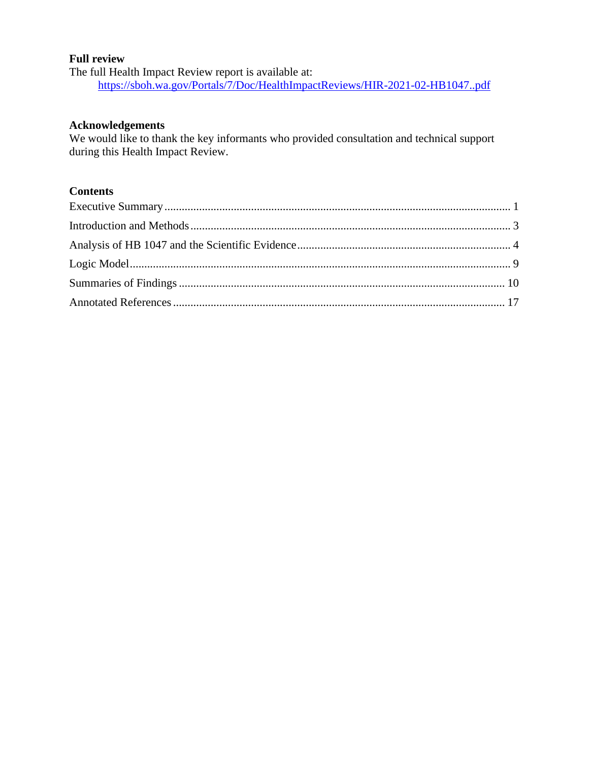**Full review**

The full Health Impact Review report is available at:

https://sboh.wa.gov/Portals/7/Doc/HealthImpactReviews/HIR-2021-02-HB1047..pdf

**Acknowledgements**

We would like to thank the key informants who provided consultation and technical support during this Health Impact Review.

**Contents**

Executive Summary ........................................................ 1

Introduction and Methods ................................................ 3

Analysis of HB 1047 and the Scientific Evidence .......................... 4

Logic Model ................................................................ 9

Summaries of Findings .................................................... 10

Annotated References .................................................... 17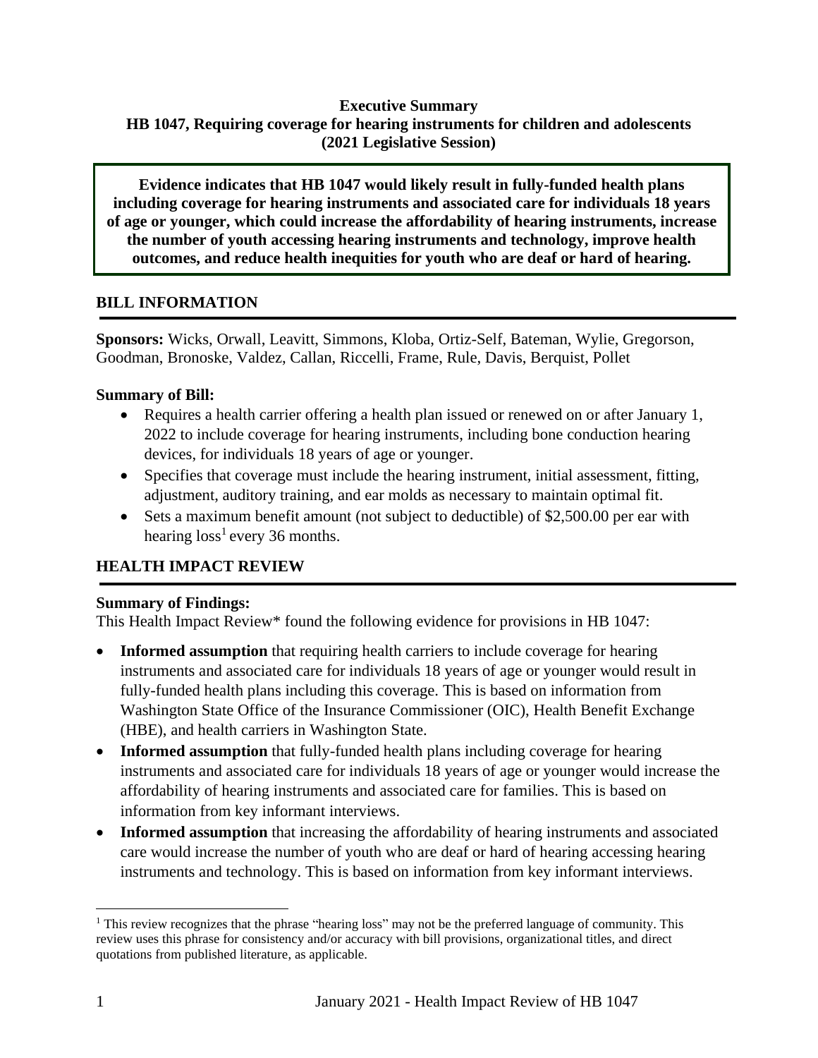**Executive Summary**
**HB 1047, Requiring coverage for hearing instruments for children and adolescents**
**(2021 Legislative Session)**

**Evidence indicates that HB 1047 would likely result in fully-funded health plans including coverage for hearing instruments and associated care for individuals 18 years of age or younger, which could increase the affordability of hearing instruments, increase the number of youth accessing hearing instruments and technology, improve health outcomes, and reduce health inequities for youth who are deaf or hard of hearing.**

## BILL INFORMATION

**Sponsors:** Wicks, Orwall, Leavitt, Simmons, Kloba, Ortiz-Self, Bateman, Wylie, Gregorson, Goodman, Bronoske, Valdez, Callan, Riccelli, Frame, Rule, Davis, Berquist, Pollet

**Summary of Bill:**

- Requires a health carrier offering a health plan issued or renewed on or after January 1, 2022 to include coverage for hearing instruments, including bone conduction hearing devices, for individuals 18 years of age or younger.
- Specifies that coverage must include the hearing instrument, initial assessment, fitting, adjustment, auditory training, and ear molds as necessary to maintain optimal fit.
- Sets a maximum benefit amount (not subject to deductible) of $2,500.00 per ear with hearing loss[1] every 36 months.

## HEALTH IMPACT REVIEW

**Summary of Findings:**

This Health Impact Review* found the following evidence for provisions in HB 1047:

- **Informed assumption** that requiring health carriers to include coverage for hearing instruments and associated care for individuals 18 years of age or younger would result in fully-funded health plans including this coverage. This is based on information from Washington State Office of the Insurance Commissioner (OIC), Health Benefit Exchange (HBE), and health carriers in Washington State.
- **Informed assumption** that fully-funded health plans including coverage for hearing instruments and associated care for individuals 18 years of age or younger would increase the affordability of hearing instruments and associated care for families. This is based on information from key informant interviews.
- **Informed assumption** that increasing the affordability of hearing instruments and associated care would increase the number of youth who are deaf or hard of hearing accessing hearing instruments and technology. This is based on information from key informant interviews.

[1] This review recognizes that the phrase "hearing loss" may not be the preferred language of community. This review uses this phrase for consistency and/or accuracy with bill provisions, organizational titles, and direct quotations from published literature, as applicable.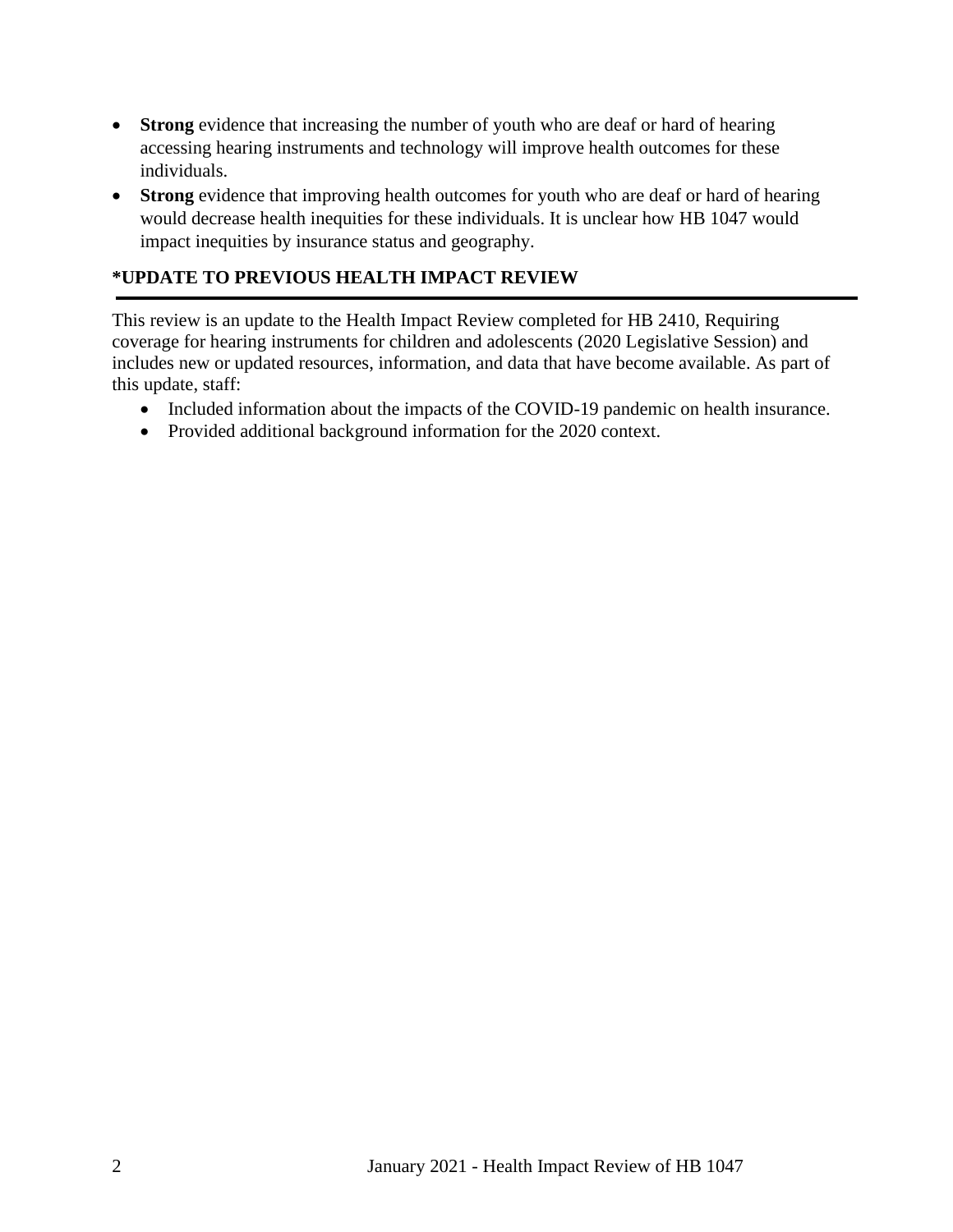- **Strong** evidence that increasing the number of youth who are deaf or hard of hearing accessing hearing instruments and technology will improve health outcomes for these individuals.
- **Strong** evidence that improving health outcomes for youth who are deaf or hard of hearing would decrease health inequities for these individuals. It is unclear how HB 1047 would impact inequities by insurance status and geography.

## *UPDATE TO PREVIOUS HEALTH IMPACT REVIEW

This review is an update to the Health Impact Review completed for HB 2410, Requiring coverage for hearing instruments for children and adolescents (2020 Legislative Session) and includes new or updated resources, information, and data that have become available. As part of this update, staff:

- Included information about the impacts of the COVID-19 pandemic on health insurance.
- Provided additional background information for the 2020 context.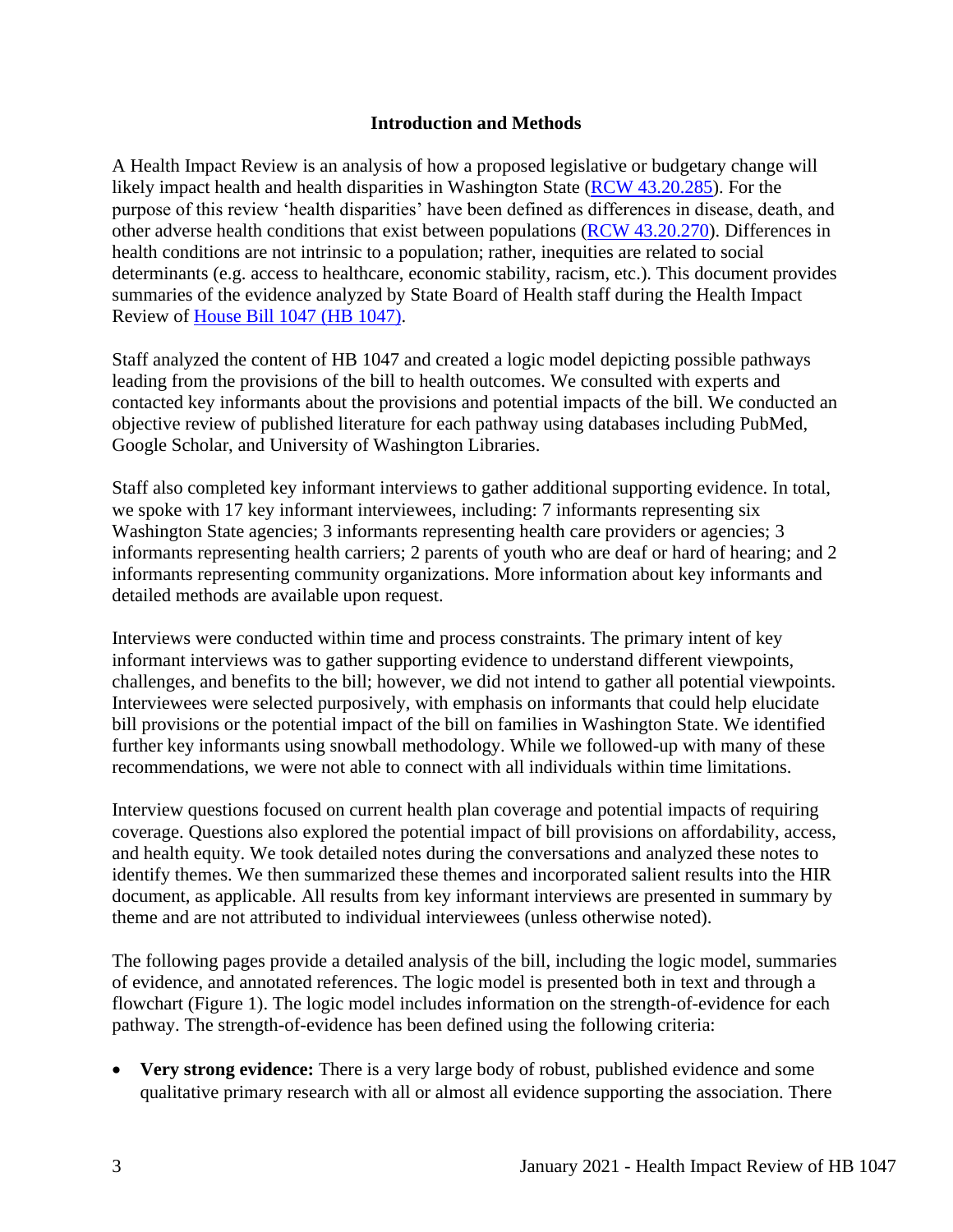## Introduction and Methods

A Health Impact Review is an analysis of how a proposed legislative or budgetary change will likely impact health and health disparities in Washington State ([RCW 43.20.285](RCW 43.20.285)). For the purpose of this review 'health disparities' have been defined as differences in disease, death, and other adverse health conditions that exist between populations ([RCW 43.20.270](RCW 43.20.270)). Differences in health conditions are not intrinsic to a population; rather, inequities are related to social determinants (e.g. access to healthcare, economic stability, racism, etc.). This document provides summaries of the evidence analyzed by State Board of Health staff during the Health Impact Review of [House Bill 1047 (HB 1047)](House Bill 1047 (HB 1047)).

Staff analyzed the content of HB 1047 and created a logic model depicting possible pathways leading from the provisions of the bill to health outcomes. We consulted with experts and contacted key informants about the provisions and potential impacts of the bill. We conducted an objective review of published literature for each pathway using databases including PubMed, Google Scholar, and University of Washington Libraries.

Staff also completed key informant interviews to gather additional supporting evidence. In total, we spoke with 17 key informant interviewees, including: 7 informants representing six Washington State agencies; 3 informants representing health care providers or agencies; 3 informants representing health carriers; 2 parents of youth who are deaf or hard of hearing; and 2 informants representing community organizations. More information about key informants and detailed methods are available upon request.

Interviews were conducted within time and process constraints. The primary intent of key informant interviews was to gather supporting evidence to understand different viewpoints, challenges, and benefits to the bill; however, we did not intend to gather all potential viewpoints. Interviewees were selected purposively, with emphasis on informants that could help elucidate bill provisions or the potential impact of the bill on families in Washington State. We identified further key informants using snowball methodology. While we followed-up with many of these recommendations, we were not able to connect with all individuals within time limitations.

Interview questions focused on current health plan coverage and potential impacts of requiring coverage. Questions also explored the potential impact of bill provisions on affordability, access, and health equity. We took detailed notes during the conversations and analyzed these notes to identify themes. We then summarized these themes and incorporated salient results into the HIR document, as applicable. All results from key informant interviews are presented in summary by theme and are not attributed to individual interviewees (unless otherwise noted).

The following pages provide a detailed analysis of the bill, including the logic model, summaries of evidence, and annotated references. The logic model is presented both in text and through a flowchart (Figure 1). The logic model includes information on the strength-of-evidence for each pathway. The strength-of-evidence has been defined using the following criteria:

- **Very strong evidence:** There is a very large body of robust, published evidence and some qualitative primary research with all or almost all evidence supporting the association. There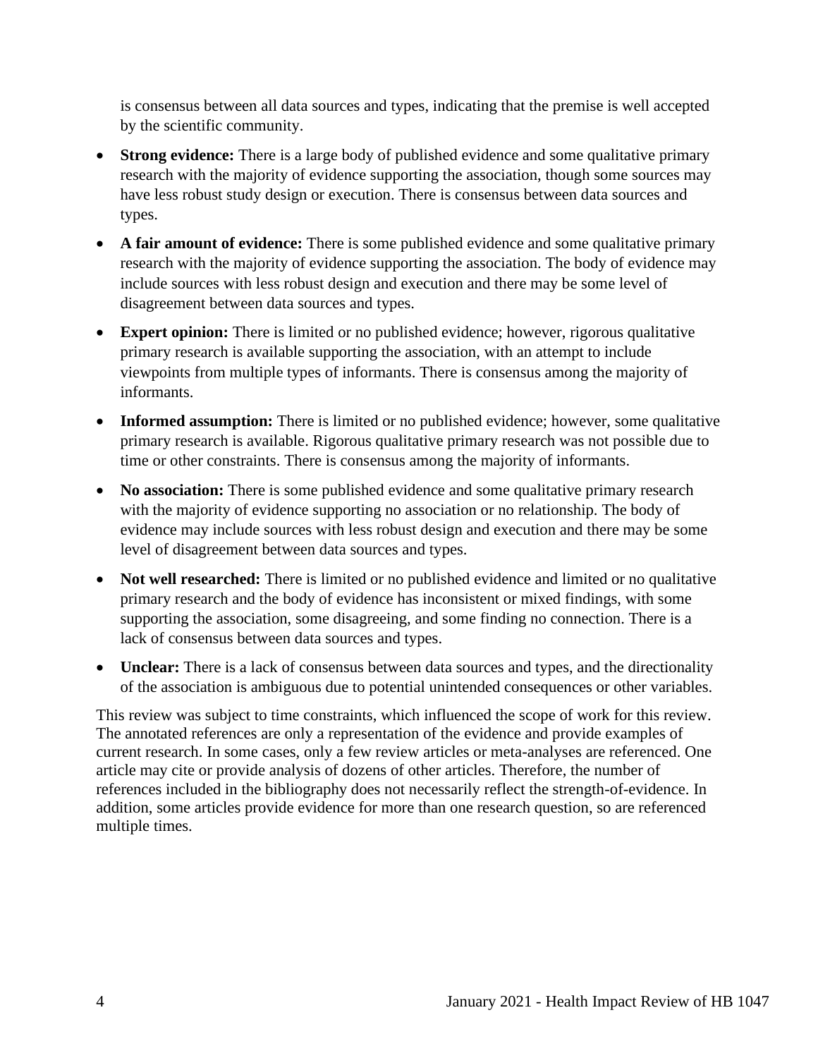is consensus between all data sources and types, indicating that the premise is well accepted by the scientific community.

- **Strong evidence:** There is a large body of published evidence and some qualitative primary research with the majority of evidence supporting the association, though some sources may have less robust study design or execution. There is consensus between data sources and types.
- **A fair amount of evidence:** There is some published evidence and some qualitative primary research with the majority of evidence supporting the association. The body of evidence may include sources with less robust design and execution and there may be some level of disagreement between data sources and types.
- **Expert opinion:** There is limited or no published evidence; however, rigorous qualitative primary research is available supporting the association, with an attempt to include viewpoints from multiple types of informants. There is consensus among the majority of informants.
- **Informed assumption:** There is limited or no published evidence; however, some qualitative primary research is available. Rigorous qualitative primary research was not possible due to time or other constraints. There is consensus among the majority of informants.
- **No association:** There is some published evidence and some qualitative primary research with the majority of evidence supporting no association or no relationship. The body of evidence may include sources with less robust design and execution and there may be some level of disagreement between data sources and types.
- **Not well researched:** There is limited or no published evidence and limited or no qualitative primary research and the body of evidence has inconsistent or mixed findings, with some supporting the association, some disagreeing, and some finding no connection. There is a lack of consensus between data sources and types.
- **Unclear:** There is a lack of consensus between data sources and types, and the directionality of the association is ambiguous due to potential unintended consequences or other variables.

This review was subject to time constraints, which influenced the scope of work for this review. The annotated references are only a representation of the evidence and provide examples of current research. In some cases, only a few review articles or meta-analyses are referenced. One article may cite or provide analysis of dozens of other articles. Therefore, the number of references included in the bibliography does not necessarily reflect the strength-of-evidence. In addition, some articles provide evidence for more than one research question, so are referenced multiple times.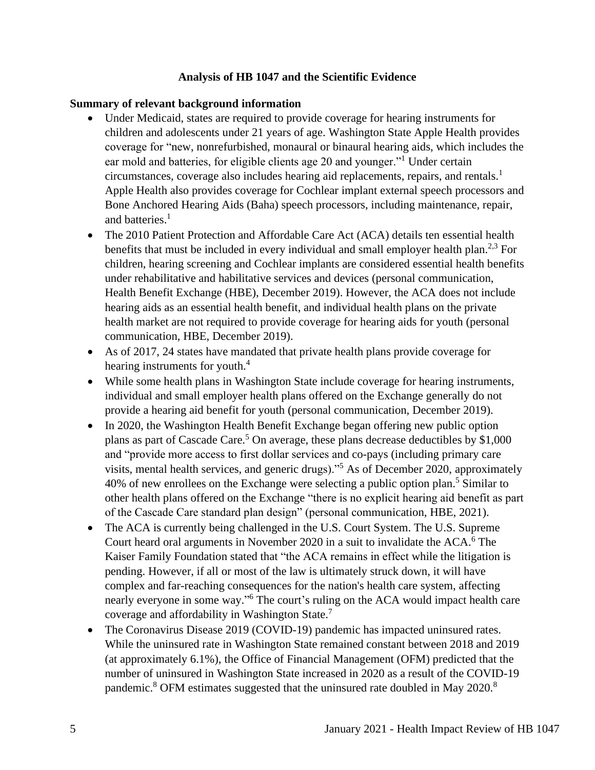# Analysis of HB 1047 and the Scientific Evidence

## Summary of relevant background information

- Under Medicaid, states are required to provide coverage for hearing instruments for children and adolescents under 21 years of age. Washington State Apple Health provides coverage for "new, nonrefurbished, monaural or binaural hearing aids, which includes the ear mold and batteries, for eligible clients age 20 and younger."[1] Under certain circumstances, coverage also includes hearing aid replacements, repairs, and rentals.[1] Apple Health also provides coverage for Cochlear implant external speech processors and Bone Anchored Hearing Aids (Baha) speech processors, including maintenance, repair, and batteries.[1]
- The 2010 Patient Protection and Affordable Care Act (ACA) details ten essential health benefits that must be included in every individual and small employer health plan.[2,3] For children, hearing screening and Cochlear implants are considered essential health benefits under rehabilitative and habilitative services and devices (personal communication, Health Benefit Exchange (HBE), December 2019). However, the ACA does not include hearing aids as an essential health benefit, and individual health plans on the private health market are not required to provide coverage for hearing aids for youth (personal communication, HBE, December 2019).
- As of 2017, 24 states have mandated that private health plans provide coverage for hearing instruments for youth.[4]
- While some health plans in Washington State include coverage for hearing instruments, individual and small employer health plans offered on the Exchange generally do not provide a hearing aid benefit for youth (personal communication, December 2019).
- In 2020, the Washington Health Benefit Exchange began offering new public option plans as part of Cascade Care.[5] On average, these plans decrease deductibles by $1,000 and "provide more access to first dollar services and co-pays (including primary care visits, mental health services, and generic drugs)."[5] As of December 2020, approximately 40% of new enrollees on the Exchange were selecting a public option plan.[5] Similar to other health plans offered on the Exchange "there is no explicit hearing aid benefit as part of the Cascade Care standard plan design" (personal communication, HBE, 2021).
- The ACA is currently being challenged in the U.S. Court System. The U.S. Supreme Court heard oral arguments in November 2020 in a suit to invalidate the ACA.[6] The Kaiser Family Foundation stated that "the ACA remains in effect while the litigation is pending. However, if all or most of the law is ultimately struck down, it will have complex and far-reaching consequences for the nation's health care system, affecting nearly everyone in some way."[6] The court's ruling on the ACA would impact health care coverage and affordability in Washington State.[7]
- The Coronavirus Disease 2019 (COVID-19) pandemic has impacted uninsured rates. While the uninsured rate in Washington State remained constant between 2018 and 2019 (at approximately 6.1%), the Office of Financial Management (OFM) predicted that the number of uninsured in Washington State increased in 2020 as a result of the COVID-19 pandemic.[8] OFM estimates suggested that the uninsured rate doubled in May 2020.[8]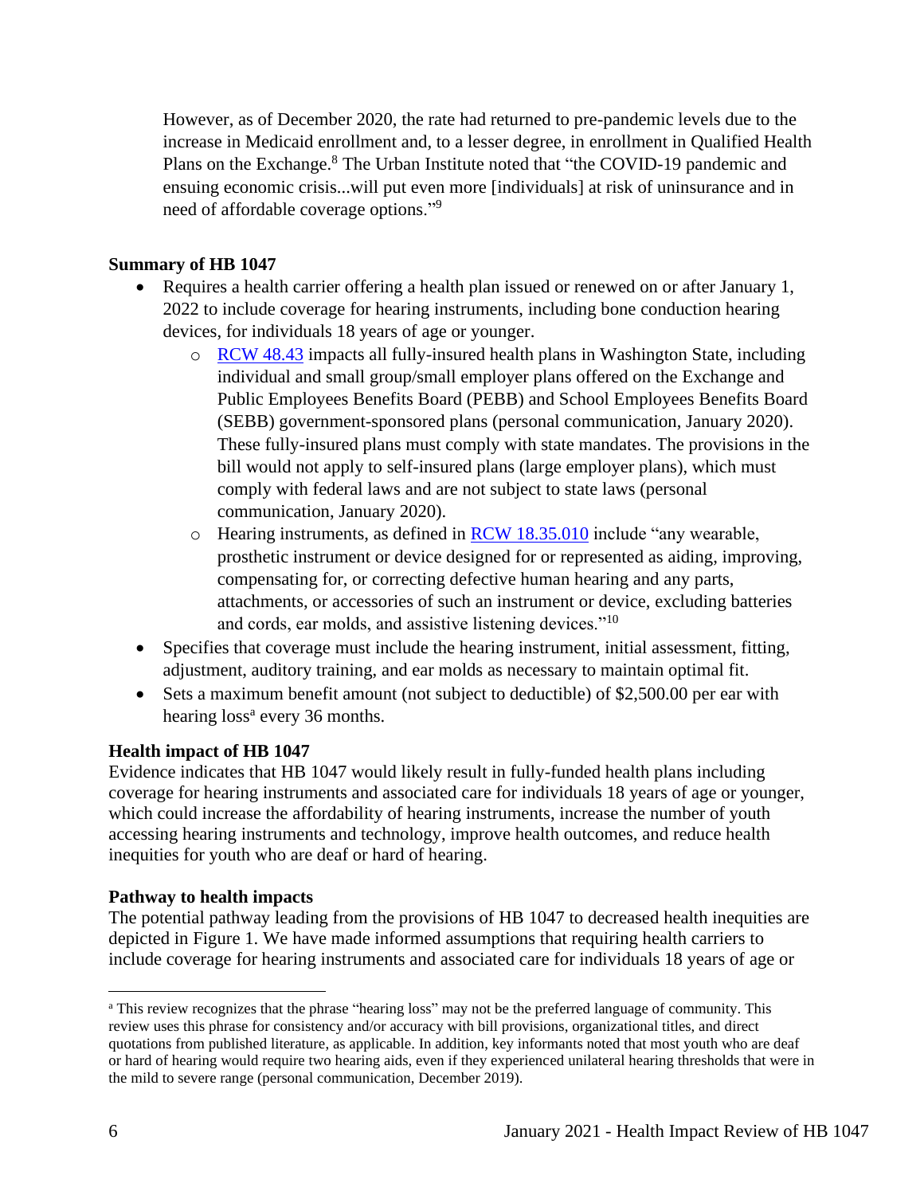However, as of December 2020, the rate had returned to pre-pandemic levels due to the increase in Medicaid enrollment and, to a lesser degree, in enrollment in Qualified Health Plans on the Exchange.[8] The Urban Institute noted that "the COVID-19 pandemic and ensuing economic crisis...will put even more [individuals] at risk of uninsurance and in need of affordable coverage options."[9]

**Summary of HB 1047**

- Requires a health carrier offering a health plan issued or renewed on or after January 1, 2022 to include coverage for hearing instruments, including bone conduction hearing devices, for individuals 18 years of age or younger.
  - [RCW 48.43](#) impacts all fully-insured health plans in Washington State, including individual and small group/small employer plans offered on the Exchange and Public Employees Benefits Board (PEBB) and School Employees Benefits Board (SEBB) government-sponsored plans (personal communication, January 2020). These fully-insured plans must comply with state mandates. The provisions in the bill would not apply to self-insured plans (large employer plans), which must comply with federal laws and are not subject to state laws (personal communication, January 2020).
  - Hearing instruments, as defined in [RCW 18.35.010](#) include "any wearable, prosthetic instrument or device designed for or represented as aiding, improving, compensating for, or correcting defective human hearing and any parts, attachments, or accessories of such an instrument or device, excluding batteries and cords, ear molds, and assistive listening devices."[10]
- Specifies that coverage must include the hearing instrument, initial assessment, fitting, adjustment, auditory training, and ear molds as necessary to maintain optimal fit.
- Sets a maximum benefit amount (not subject to deductible) of $2,500.00 per ear with hearing loss[a] every 36 months.

**Health impact of HB 1047**

Evidence indicates that HB 1047 would likely result in fully-funded health plans including coverage for hearing instruments and associated care for individuals 18 years of age or younger, which could increase the affordability of hearing instruments, increase the number of youth accessing hearing instruments and technology, improve health outcomes, and reduce health inequities for youth who are deaf or hard of hearing.

**Pathway to health impacts**

The potential pathway leading from the provisions of HB 1047 to decreased health inequities are depicted in Figure 1. We have made informed assumptions that requiring health carriers to include coverage for hearing instruments and associated care for individuals 18 years of age or

---

[a] This review recognizes that the phrase "hearing loss" may not be the preferred language of community. This review uses this phrase for consistency and/or accuracy with bill provisions, organizational titles, and direct quotations from published literature, as applicable. In addition, key informants noted that most youth who are deaf or hard of hearing would require two hearing aids, even if they experienced unilateral hearing thresholds that were in the mild to severe range (personal communication, December 2019).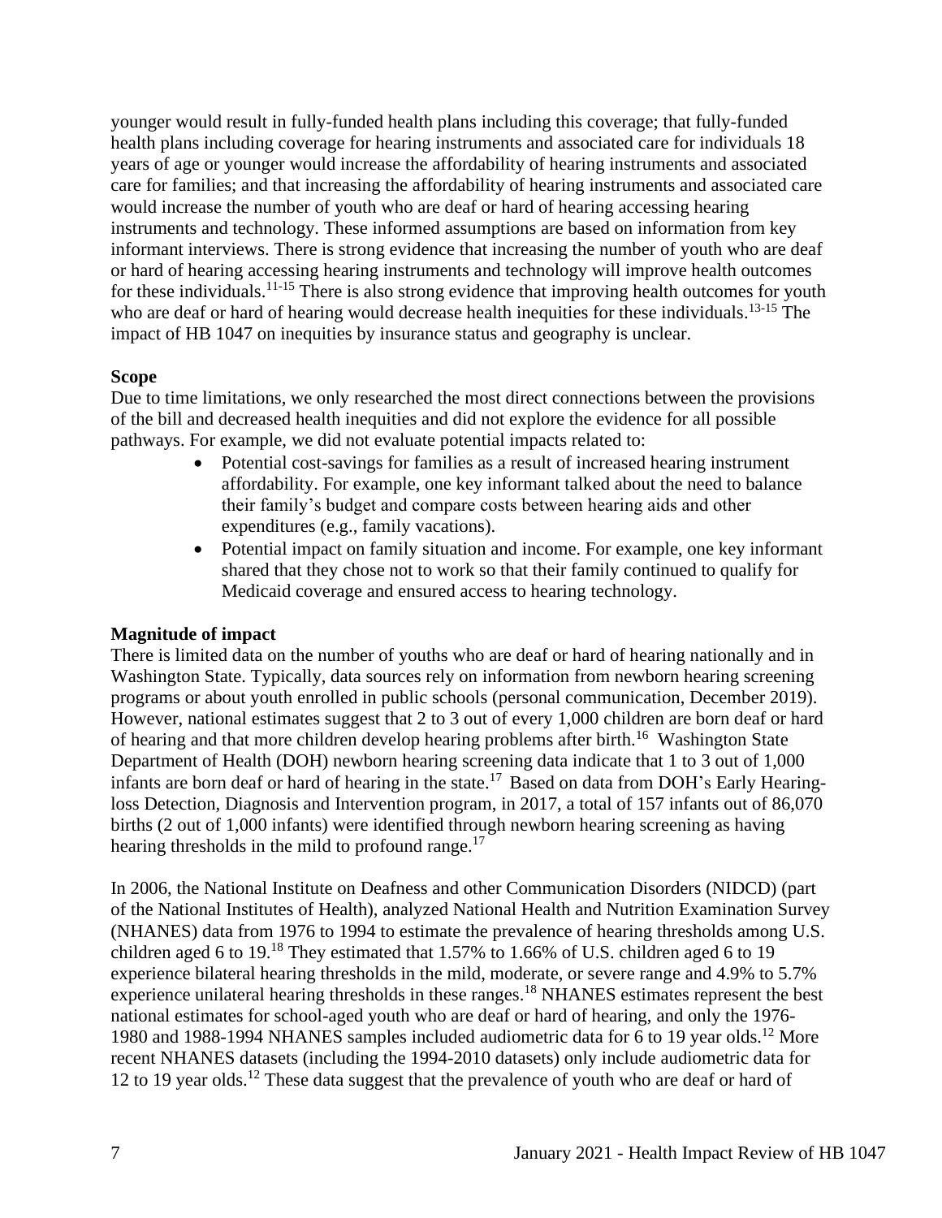younger would result in fully-funded health plans including this coverage; that fully-funded health plans including coverage for hearing instruments and associated care for individuals 18 years of age or younger would increase the affordability of hearing instruments and associated care for families; and that increasing the affordability of hearing instruments and associated care would increase the number of youth who are deaf or hard of hearing accessing hearing instruments and technology. These informed assumptions are based on information from key informant interviews. There is strong evidence that increasing the number of youth who are deaf or hard of hearing accessing hearing instruments and technology will improve health outcomes for these individuals.[11-15] There is also strong evidence that improving health outcomes for youth who are deaf or hard of hearing would decrease health inequities for these individuals.[13-15] The impact of HB 1047 on inequities by insurance status and geography is unclear.

**Scope**

Due to time limitations, we only researched the most direct connections between the provisions of the bill and decreased health inequities and did not explore the evidence for all possible pathways. For example, we did not evaluate potential impacts related to:

- Potential cost-savings for families as a result of increased hearing instrument affordability. For example, one key informant talked about the need to balance their family's budget and compare costs between hearing aids and other expenditures (e.g., family vacations).
- Potential impact on family situation and income. For example, one key informant shared that they chose not to work so that their family continued to qualify for Medicaid coverage and ensured access to hearing technology.

**Magnitude of impact**

There is limited data on the number of youths who are deaf or hard of hearing nationally and in Washington State. Typically, data sources rely on information from newborn hearing screening programs or about youth enrolled in public schools (personal communication, December 2019). However, national estimates suggest that 2 to 3 out of every 1,000 children are born deaf or hard of hearing and that more children develop hearing problems after birth.[16] Washington State Department of Health (DOH) newborn hearing screening data indicate that 1 to 3 out of 1,000 infants are born deaf or hard of hearing in the state.[17] Based on data from DOH's Early Hearing-loss Detection, Diagnosis and Intervention program, in 2017, a total of 157 infants out of 86,070 births (2 out of 1,000 infants) were identified through newborn hearing screening as having hearing thresholds in the mild to profound range.[17]

In 2006, the National Institute on Deafness and other Communication Disorders (NIDCD) (part of the National Institutes of Health), analyzed National Health and Nutrition Examination Survey (NHANES) data from 1976 to 1994 to estimate the prevalence of hearing thresholds among U.S. children aged 6 to 19.[18] They estimated that 1.57% to 1.66% of U.S. children aged 6 to 19 experience bilateral hearing thresholds in the mild, moderate, or severe range and 4.9% to 5.7% experience unilateral hearing thresholds in these ranges.[18] NHANES estimates represent the best national estimates for school-aged youth who are deaf or hard of hearing, and only the 1976-1980 and 1988-1994 NHANES samples included audiometric data for 6 to 19 year olds.[12] More recent NHANES datasets (including the 1994-2010 datasets) only include audiometric data for 12 to 19 year olds.[12] These data suggest that the prevalence of youth who are deaf or hard of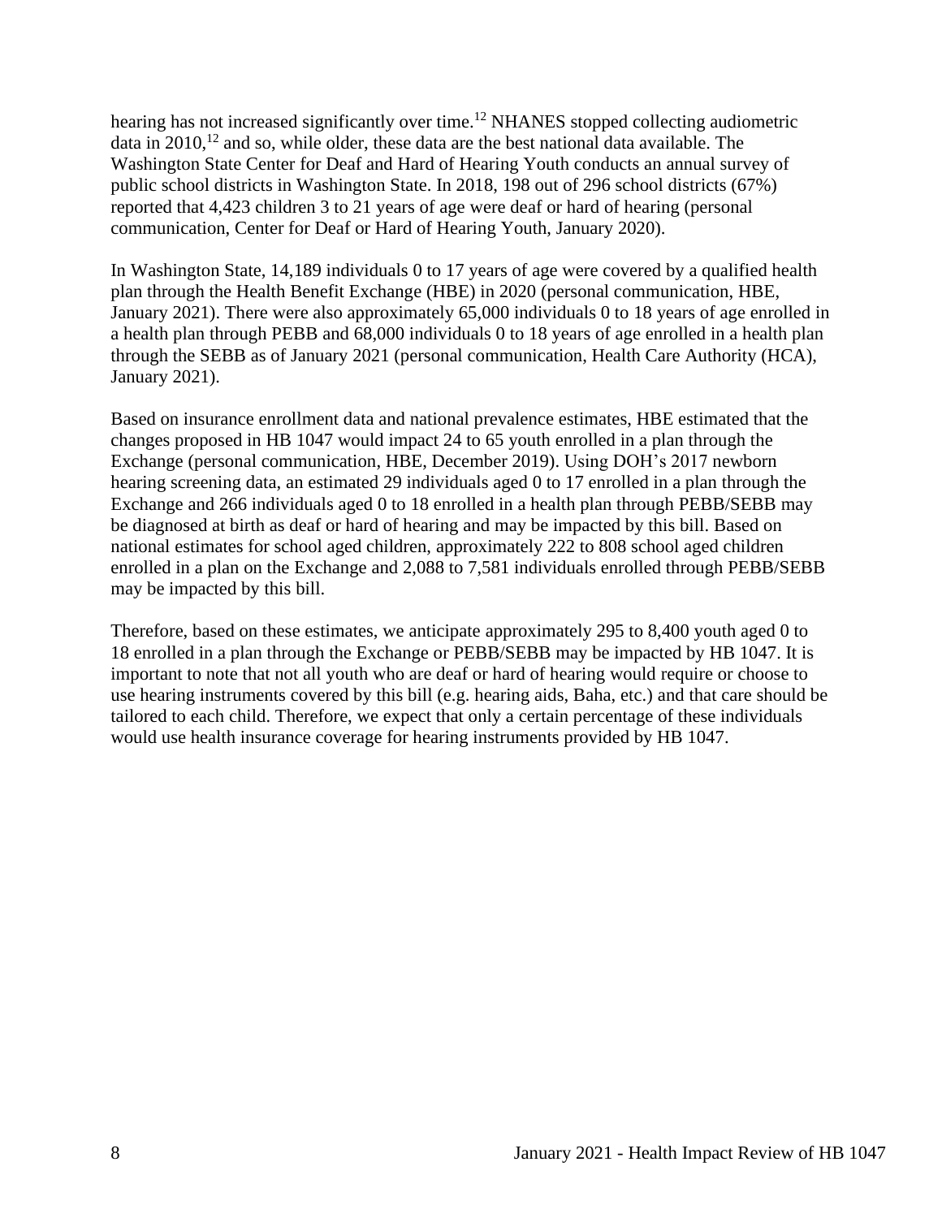hearing has not increased significantly over time.[12] NHANES stopped collecting audiometric data in 2010,[12] and so, while older, these data are the best national data available. The Washington State Center for Deaf and Hard of Hearing Youth conducts an annual survey of public school districts in Washington State. In 2018, 198 out of 296 school districts (67%) reported that 4,423 children 3 to 21 years of age were deaf or hard of hearing (personal communication, Center for Deaf or Hard of Hearing Youth, January 2020).

In Washington State, 14,189 individuals 0 to 17 years of age were covered by a qualified health plan through the Health Benefit Exchange (HBE) in 2020 (personal communication, HBE, January 2021). There were also approximately 65,000 individuals 0 to 18 years of age enrolled in a health plan through PEBB and 68,000 individuals 0 to 18 years of age enrolled in a health plan through the SEBB as of January 2021 (personal communication, Health Care Authority (HCA), January 2021).

Based on insurance enrollment data and national prevalence estimates, HBE estimated that the changes proposed in HB 1047 would impact 24 to 65 youth enrolled in a plan through the Exchange (personal communication, HBE, December 2019). Using DOH's 2017 newborn hearing screening data, an estimated 29 individuals aged 0 to 17 enrolled in a plan through the Exchange and 266 individuals aged 0 to 18 enrolled in a health plan through PEBB/SEBB may be diagnosed at birth as deaf or hard of hearing and may be impacted by this bill. Based on national estimates for school aged children, approximately 222 to 808 school aged children enrolled in a plan on the Exchange and 2,088 to 7,581 individuals enrolled through PEBB/SEBB may be impacted by this bill.

Therefore, based on these estimates, we anticipate approximately 295 to 8,400 youth aged 0 to 18 enrolled in a plan through the Exchange or PEBB/SEBB may be impacted by HB 1047. It is important to note that not all youth who are deaf or hard of hearing would require or choose to use hearing instruments covered by this bill (e.g. hearing aids, Baha, etc.) and that care should be tailored to each child. Therefore, we expect that only a certain percentage of these individuals would use health insurance coverage for hearing instruments provided by HB 1047.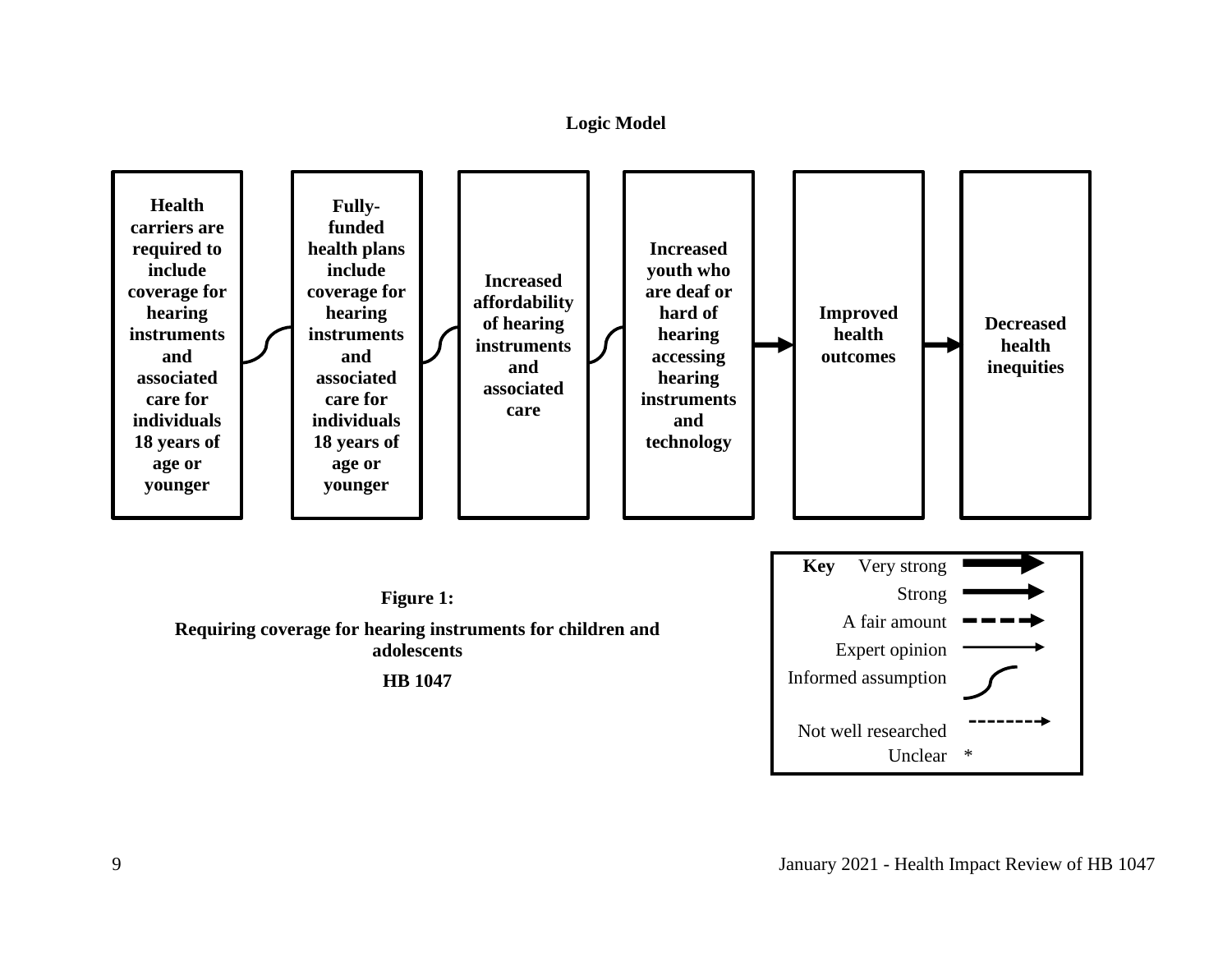**Logic Model**

**Health carriers are required to include coverage for hearing instruments and associated care for individuals 18 years of age or younger**

**Fully-funded health plans include coverage for hearing instruments and associated care for individuals 18 years of age or younger**

**Increased affordability of hearing instruments and associated care**

**Increased youth who are deaf or hard of hearing accessing hearing instruments and technology**

**Improved health outcomes**

**Decreased health inequities**

**Key**

- Very strong
- Strong
- A fair amount
- Expert opinion
- Informed assumption
- Not well researched
- Unclear *

**Figure 1:**

**Requiring coverage for hearing instruments for children and adolescents**

**HB 1047**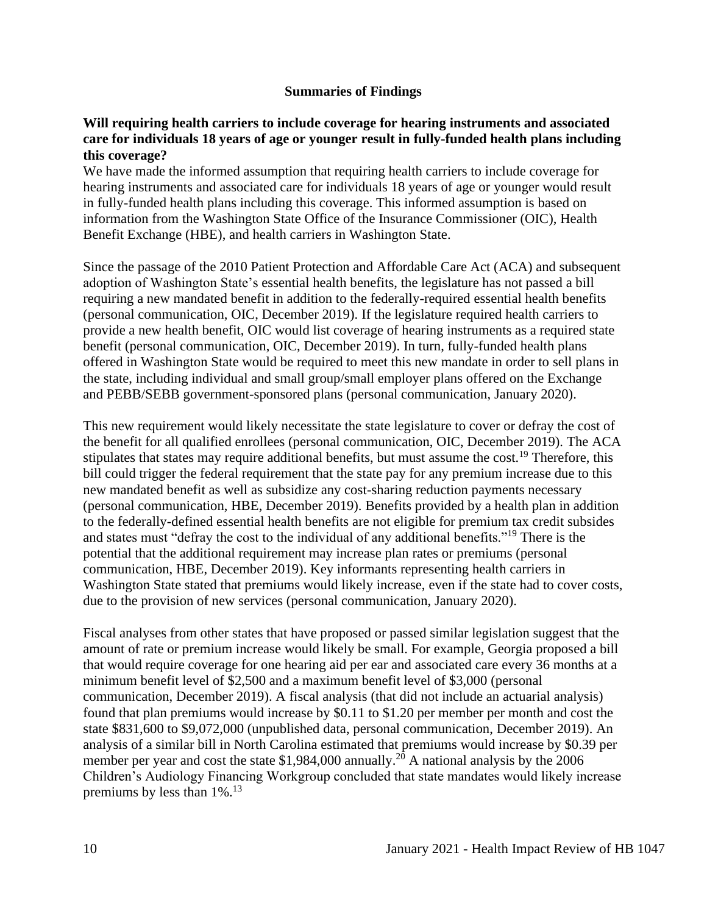## Summaries of Findings

### Will requiring health carriers to include coverage for hearing instruments and associated care for individuals 18 years of age or younger result in fully-funded health plans including this coverage?

We have made the informed assumption that requiring health carriers to include coverage for hearing instruments and associated care for individuals 18 years of age or younger would result in fully-funded health plans including this coverage. This informed assumption is based on information from the Washington State Office of the Insurance Commissioner (OIC), Health Benefit Exchange (HBE), and health carriers in Washington State.

Since the passage of the 2010 Patient Protection and Affordable Care Act (ACA) and subsequent adoption of Washington State's essential health benefits, the legislature has not passed a bill requiring a new mandated benefit in addition to the federally-required essential health benefits (personal communication, OIC, December 2019). If the legislature required health carriers to provide a new health benefit, OIC would list coverage of hearing instruments as a required state benefit (personal communication, OIC, December 2019). In turn, fully-funded health plans offered in Washington State would be required to meet this new mandate in order to sell plans in the state, including individual and small group/small employer plans offered on the Exchange and PEBB/SEBB government-sponsored plans (personal communication, January 2020).

This new requirement would likely necessitate the state legislature to cover or defray the cost of the benefit for all qualified enrollees (personal communication, OIC, December 2019). The ACA stipulates that states may require additional benefits, but must assume the cost.[19] Therefore, this bill could trigger the federal requirement that the state pay for any premium increase due to this new mandated benefit as well as subsidize any cost-sharing reduction payments necessary (personal communication, HBE, December 2019). Benefits provided by a health plan in addition to the federally-defined essential health benefits are not eligible for premium tax credit subsides and states must "defray the cost to the individual of any additional benefits."[19] There is the potential that the additional requirement may increase plan rates or premiums (personal communication, HBE, December 2019). Key informants representing health carriers in Washington State stated that premiums would likely increase, even if the state had to cover costs, due to the provision of new services (personal communication, January 2020).

Fiscal analyses from other states that have proposed or passed similar legislation suggest that the amount of rate or premium increase would likely be small. For example, Georgia proposed a bill that would require coverage for one hearing aid per ear and associated care every 36 months at a minimum benefit level of $2,500 and a maximum benefit level of $3,000 (personal communication, December 2019). A fiscal analysis (that did not include an actuarial analysis) found that plan premiums would increase by $0.11 to $1.20 per member per month and cost the state $831,600 to $9,072,000 (unpublished data, personal communication, December 2019). An analysis of a similar bill in North Carolina estimated that premiums would increase by $0.39 per member per year and cost the state $1,984,000 annually.[20] A national analysis by the 2006 Children's Audiology Financing Workgroup concluded that state mandates would likely increase premiums by less than 1%.[13]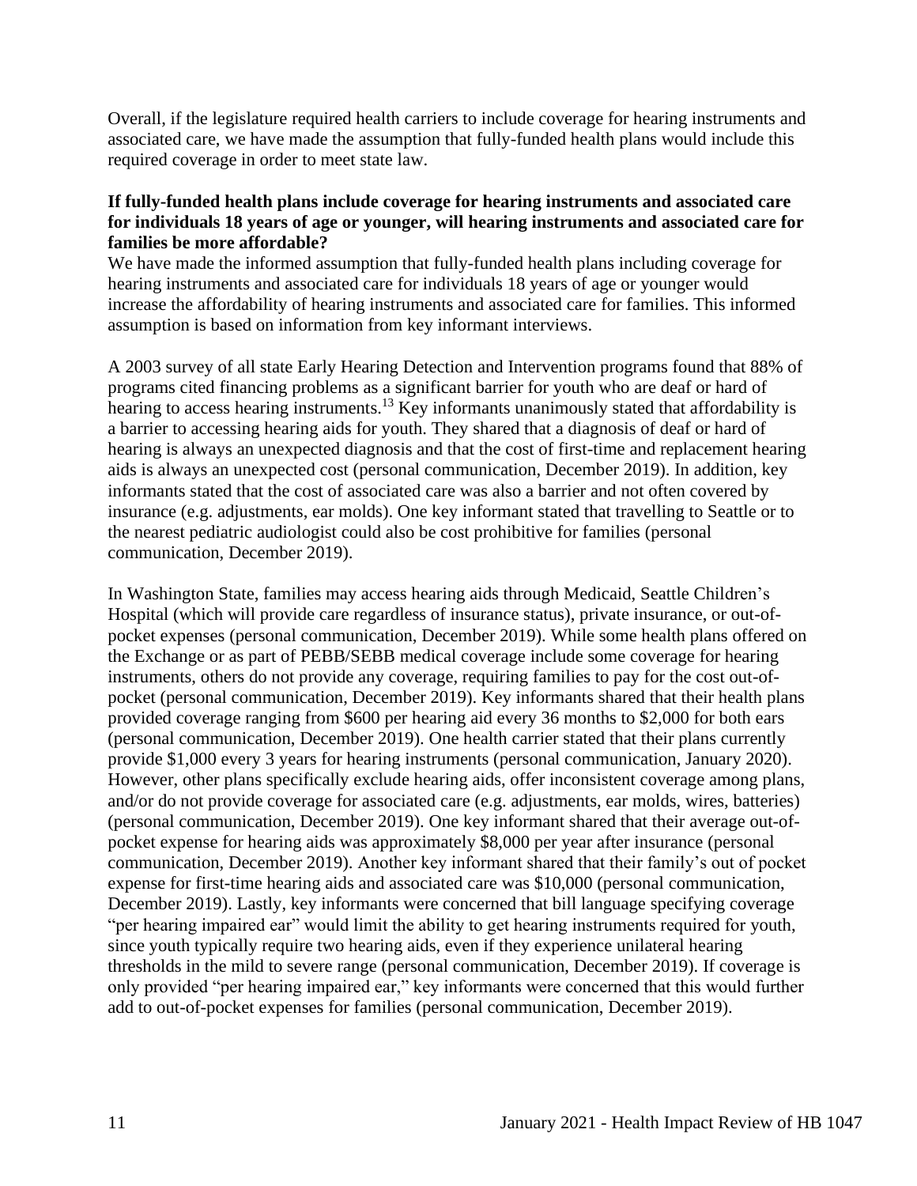Overall, if the legislature required health carriers to include coverage for hearing instruments and associated care, we have made the assumption that fully-funded health plans would include this required coverage in order to meet state law.

**If fully-funded health plans include coverage for hearing instruments and associated care for individuals 18 years of age or younger, will hearing instruments and associated care for families be more affordable?**

We have made the informed assumption that fully-funded health plans including coverage for hearing instruments and associated care for individuals 18 years of age or younger would increase the affordability of hearing instruments and associated care for families. This informed assumption is based on information from key informant interviews.

A 2003 survey of all state Early Hearing Detection and Intervention programs found that 88% of programs cited financing problems as a significant barrier for youth who are deaf or hard of hearing to access hearing instruments.[13] Key informants unanimously stated that affordability is a barrier to accessing hearing aids for youth. They shared that a diagnosis of deaf or hard of hearing is always an unexpected diagnosis and that the cost of first-time and replacement hearing aids is always an unexpected cost (personal communication, December 2019). In addition, key informants stated that the cost of associated care was also a barrier and not often covered by insurance (e.g. adjustments, ear molds). One key informant stated that travelling to Seattle or to the nearest pediatric audiologist could also be cost prohibitive for families (personal communication, December 2019).

In Washington State, families may access hearing aids through Medicaid, Seattle Children's Hospital (which will provide care regardless of insurance status), private insurance, or out-of-pocket expenses (personal communication, December 2019). While some health plans offered on the Exchange or as part of PEBB/SEBB medical coverage include some coverage for hearing instruments, others do not provide any coverage, requiring families to pay for the cost out-of-pocket (personal communication, December 2019). Key informants shared that their health plans provided coverage ranging from $600 per hearing aid every 36 months to $2,000 for both ears (personal communication, December 2019). One health carrier stated that their plans currently provide $1,000 every 3 years for hearing instruments (personal communication, January 2020). However, other plans specifically exclude hearing aids, offer inconsistent coverage among plans, and/or do not provide coverage for associated care (e.g. adjustments, ear molds, wires, batteries) (personal communication, December 2019). One key informant shared that their average out-of-pocket expense for hearing aids was approximately $8,000 per year after insurance (personal communication, December 2019). Another key informant shared that their family's out of pocket expense for first-time hearing aids and associated care was $10,000 (personal communication, December 2019). Lastly, key informants were concerned that bill language specifying coverage "per hearing impaired ear" would limit the ability to get hearing instruments required for youth, since youth typically require two hearing aids, even if they experience unilateral hearing thresholds in the mild to severe range (personal communication, December 2019). If coverage is only provided "per hearing impaired ear," key informants were concerned that this would further add to out-of-pocket expenses for families (personal communication, December 2019).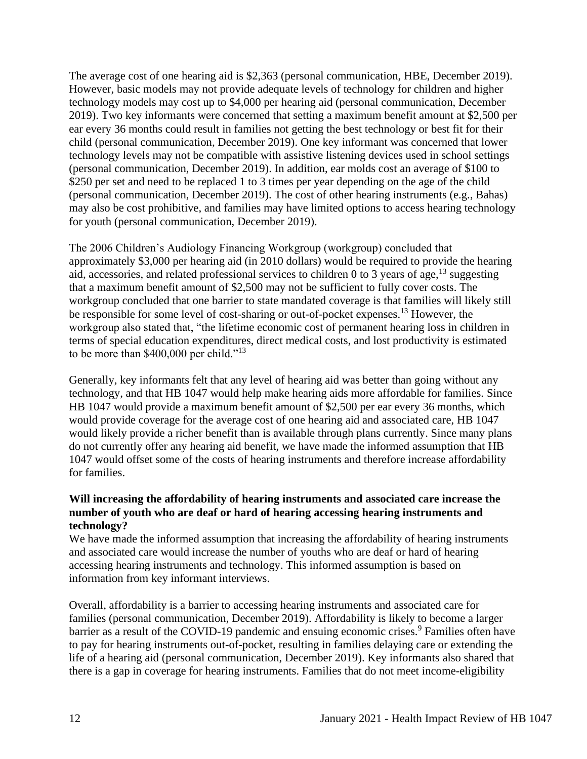The average cost of one hearing aid is $2,363 (personal communication, HBE, December 2019). However, basic models may not provide adequate levels of technology for children and higher technology models may cost up to $4,000 per hearing aid (personal communication, December 2019). Two key informants were concerned that setting a maximum benefit amount at $2,500 per ear every 36 months could result in families not getting the best technology or best fit for their child (personal communication, December 2019). One key informant was concerned that lower technology levels may not be compatible with assistive listening devices used in school settings (personal communication, December 2019). In addition, ear molds cost an average of $100 to $250 per set and need to be replaced 1 to 3 times per year depending on the age of the child (personal communication, December 2019). The cost of other hearing instruments (e.g., Bahas) may also be cost prohibitive, and families may have limited options to access hearing technology for youth (personal communication, December 2019).

The 2006 Children's Audiology Financing Workgroup (workgroup) concluded that approximately $3,000 per hearing aid (in 2010 dollars) would be required to provide the hearing aid, accessories, and related professional services to children 0 to 3 years of age,[13] suggesting that a maximum benefit amount of $2,500 may not be sufficient to fully cover costs. The workgroup concluded that one barrier to state mandated coverage is that families will likely still be responsible for some level of cost-sharing or out-of-pocket expenses.[13] However, the workgroup also stated that, "the lifetime economic cost of permanent hearing loss in children in terms of special education expenditures, direct medical costs, and lost productivity is estimated to be more than $400,000 per child."[13]

Generally, key informants felt that any level of hearing aid was better than going without any technology, and that HB 1047 would help make hearing aids more affordable for families. Since HB 1047 would provide a maximum benefit amount of $2,500 per ear every 36 months, which would provide coverage for the average cost of one hearing aid and associated care, HB 1047 would likely provide a richer benefit than is available through plans currently. Since many plans do not currently offer any hearing aid benefit, we have made the informed assumption that HB 1047 would offset some of the costs of hearing instruments and therefore increase affordability for families.

**Will increasing the affordability of hearing instruments and associated care increase the number of youth who are deaf or hard of hearing accessing hearing instruments and technology?**

We have made the informed assumption that increasing the affordability of hearing instruments and associated care would increase the number of youths who are deaf or hard of hearing accessing hearing instruments and technology. This informed assumption is based on information from key informant interviews.

Overall, affordability is a barrier to accessing hearing instruments and associated care for families (personal communication, December 2019). Affordability is likely to become a larger barrier as a result of the COVID-19 pandemic and ensuing economic crises.[9] Families often have to pay for hearing instruments out-of-pocket, resulting in families delaying care or extending the life of a hearing aid (personal communication, December 2019). Key informants also shared that there is a gap in coverage for hearing instruments. Families that do not meet income-eligibility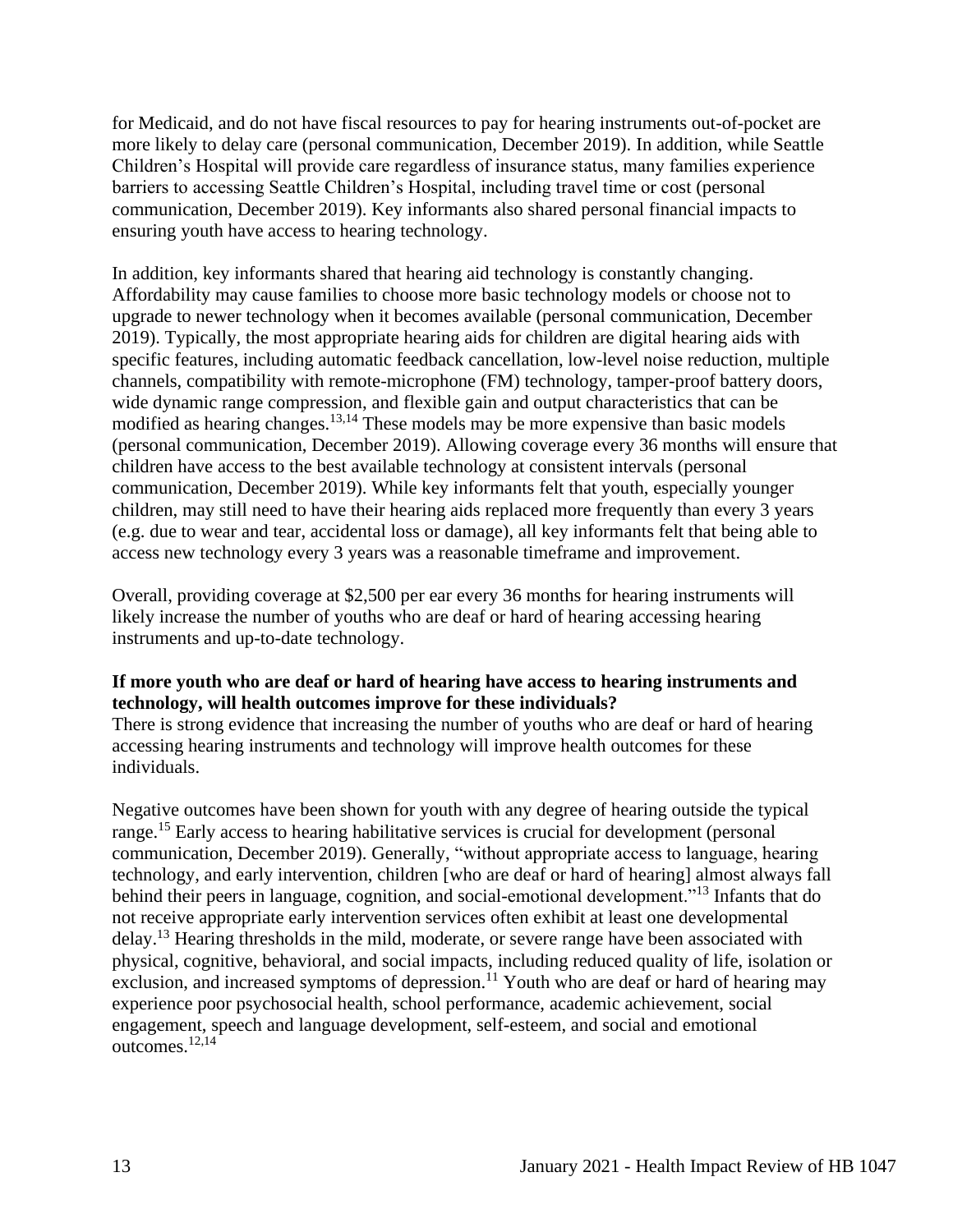for Medicaid, and do not have fiscal resources to pay for hearing instruments out-of-pocket are more likely to delay care (personal communication, December 2019). In addition, while Seattle Children's Hospital will provide care regardless of insurance status, many families experience barriers to accessing Seattle Children's Hospital, including travel time or cost (personal communication, December 2019). Key informants also shared personal financial impacts to ensuring youth have access to hearing technology.

In addition, key informants shared that hearing aid technology is constantly changing. Affordability may cause families to choose more basic technology models or choose not to upgrade to newer technology when it becomes available (personal communication, December 2019). Typically, the most appropriate hearing aids for children are digital hearing aids with specific features, including automatic feedback cancellation, low-level noise reduction, multiple channels, compatibility with remote-microphone (FM) technology, tamper-proof battery doors, wide dynamic range compression, and flexible gain and output characteristics that can be modified as hearing changes.[13,14] These models may be more expensive than basic models (personal communication, December 2019). Allowing coverage every 36 months will ensure that children have access to the best available technology at consistent intervals (personal communication, December 2019). While key informants felt that youth, especially younger children, may still need to have their hearing aids replaced more frequently than every 3 years (e.g. due to wear and tear, accidental loss or damage), all key informants felt that being able to access new technology every 3 years was a reasonable timeframe and improvement.

Overall, providing coverage at $2,500 per ear every 36 months for hearing instruments will likely increase the number of youths who are deaf or hard of hearing accessing hearing instruments and up-to-date technology.

**If more youth who are deaf or hard of hearing have access to hearing instruments and technology, will health outcomes improve for these individuals?**

There is strong evidence that increasing the number of youths who are deaf or hard of hearing accessing hearing instruments and technology will improve health outcomes for these individuals.

Negative outcomes have been shown for youth with any degree of hearing outside the typical range.[15] Early access to hearing habilitative services is crucial for development (personal communication, December 2019). Generally, "without appropriate access to language, hearing technology, and early intervention, children [who are deaf or hard of hearing] almost always fall behind their peers in language, cognition, and social-emotional development."[13] Infants that do not receive appropriate early intervention services often exhibit at least one developmental delay.[13] Hearing thresholds in the mild, moderate, or severe range have been associated with physical, cognitive, behavioral, and social impacts, including reduced quality of life, isolation or exclusion, and increased symptoms of depression.[11] Youth who are deaf or hard of hearing may experience poor psychosocial health, school performance, academic achievement, social engagement, speech and language development, self-esteem, and social and emotional outcomes.[12,14]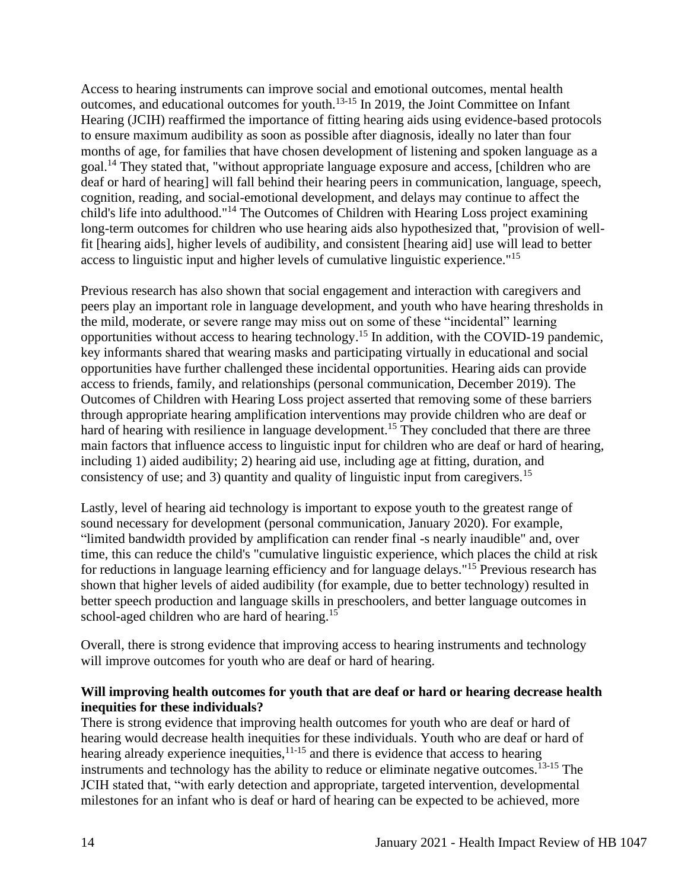Access to hearing instruments can improve social and emotional outcomes, mental health outcomes, and educational outcomes for youth.[13-15] In 2019, the Joint Committee on Infant Hearing (JCIH) reaffirmed the importance of fitting hearing aids using evidence-based protocols to ensure maximum audibility as soon as possible after diagnosis, ideally no later than four months of age, for families that have chosen development of listening and spoken language as a goal.[14] They stated that, "without appropriate language exposure and access, [children who are deaf or hard of hearing] will fall behind their hearing peers in communication, language, speech, cognition, reading, and social-emotional development, and delays may continue to affect the child's life into adulthood."[14] The Outcomes of Children with Hearing Loss project examining long-term outcomes for children who use hearing aids also hypothesized that, "provision of well-fit [hearing aids], higher levels of audibility, and consistent [hearing aid] use will lead to better access to linguistic input and higher levels of cumulative linguistic experience."[15]

Previous research has also shown that social engagement and interaction with caregivers and peers play an important role in language development, and youth who have hearing thresholds in the mild, moderate, or severe range may miss out on some of these "incidental" learning opportunities without access to hearing technology.[15] In addition, with the COVID-19 pandemic, key informants shared that wearing masks and participating virtually in educational and social opportunities have further challenged these incidental opportunities. Hearing aids can provide access to friends, family, and relationships (personal communication, December 2019). The Outcomes of Children with Hearing Loss project asserted that removing some of these barriers through appropriate hearing amplification interventions may provide children who are deaf or hard of hearing with resilience in language development.[15] They concluded that there are three main factors that influence access to linguistic input for children who are deaf or hard of hearing, including 1) aided audibility; 2) hearing aid use, including age at fitting, duration, and consistency of use; and 3) quantity and quality of linguistic input from caregivers.[15]

Lastly, level of hearing aid technology is important to expose youth to the greatest range of sound necessary for development (personal communication, January 2020). For example, "limited bandwidth provided by amplification can render final -s nearly inaudible" and, over time, this can reduce the child's "cumulative linguistic experience, which places the child at risk for reductions in language learning efficiency and for language delays."[15] Previous research has shown that higher levels of aided audibility (for example, due to better technology) resulted in better speech production and language skills in preschoolers, and better language outcomes in school-aged children who are hard of hearing.[15]

Overall, there is strong evidence that improving access to hearing instruments and technology will improve outcomes for youth who are deaf or hard of hearing.

**Will improving health outcomes for youth that are deaf or hard or hearing decrease health inequities for these individuals?**

There is strong evidence that improving health outcomes for youth who are deaf or hard of hearing would decrease health inequities for these individuals. Youth who are deaf or hard of hearing already experience inequities,[11-15] and there is evidence that access to hearing instruments and technology has the ability to reduce or eliminate negative outcomes.[13-15] The JCIH stated that, "with early detection and appropriate, targeted intervention, developmental milestones for an infant who is deaf or hard of hearing can be expected to be achieved, more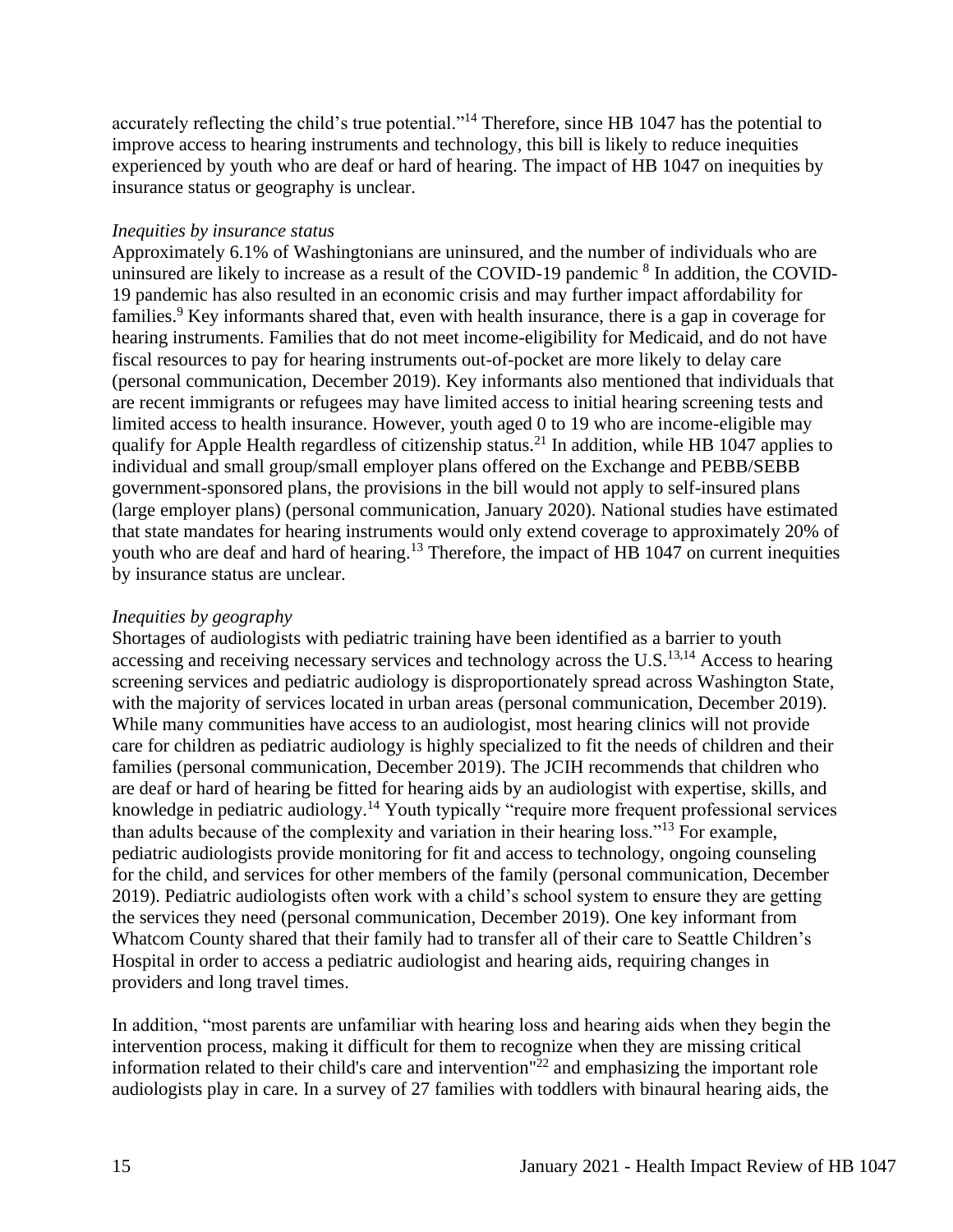accurately reflecting the child's true potential."[14] Therefore, since HB 1047 has the potential to improve access to hearing instruments and technology, this bill is likely to reduce inequities experienced by youth who are deaf or hard of hearing. The impact of HB 1047 on inequities by insurance status or geography is unclear.

*Inequities by insurance status*

Approximately 6.1% of Washingtonians are uninsured, and the number of individuals who are uninsured are likely to increase as a result of the COVID-19 pandemic [8] In addition, the COVID-19 pandemic has also resulted in an economic crisis and may further impact affordability for families.[9] Key informants shared that, even with health insurance, there is a gap in coverage for hearing instruments. Families that do not meet income-eligibility for Medicaid, and do not have fiscal resources to pay for hearing instruments out-of-pocket are more likely to delay care (personal communication, December 2019). Key informants also mentioned that individuals that are recent immigrants or refugees may have limited access to initial hearing screening tests and limited access to health insurance. However, youth aged 0 to 19 who are income-eligible may qualify for Apple Health regardless of citizenship status.[21] In addition, while HB 1047 applies to individual and small group/small employer plans offered on the Exchange and PEBB/SEBB government-sponsored plans, the provisions in the bill would not apply to self-insured plans (large employer plans) (personal communication, January 2020). National studies have estimated that state mandates for hearing instruments would only extend coverage to approximately 20% of youth who are deaf and hard of hearing.[13] Therefore, the impact of HB 1047 on current inequities by insurance status are unclear.

*Inequities by geography*

Shortages of audiologists with pediatric training have been identified as a barrier to youth accessing and receiving necessary services and technology across the U.S.[13,14] Access to hearing screening services and pediatric audiology is disproportionately spread across Washington State, with the majority of services located in urban areas (personal communication, December 2019). While many communities have access to an audiologist, most hearing clinics will not provide care for children as pediatric audiology is highly specialized to fit the needs of children and their families (personal communication, December 2019). The JCIH recommends that children who are deaf or hard of hearing be fitted for hearing aids by an audiologist with expertise, skills, and knowledge in pediatric audiology.[14] Youth typically "require more frequent professional services than adults because of the complexity and variation in their hearing loss."[13] For example, pediatric audiologists provide monitoring for fit and access to technology, ongoing counseling for the child, and services for other members of the family (personal communication, December 2019). Pediatric audiologists often work with a child's school system to ensure they are getting the services they need (personal communication, December 2019). One key informant from Whatcom County shared that their family had to transfer all of their care to Seattle Children's Hospital in order to access a pediatric audiologist and hearing aids, requiring changes in providers and long travel times.

In addition, "most parents are unfamiliar with hearing loss and hearing aids when they begin the intervention process, making it difficult for them to recognize when they are missing critical information related to their child's care and intervention"[22] and emphasizing the important role audiologists play in care. In a survey of 27 families with toddlers with binaural hearing aids, the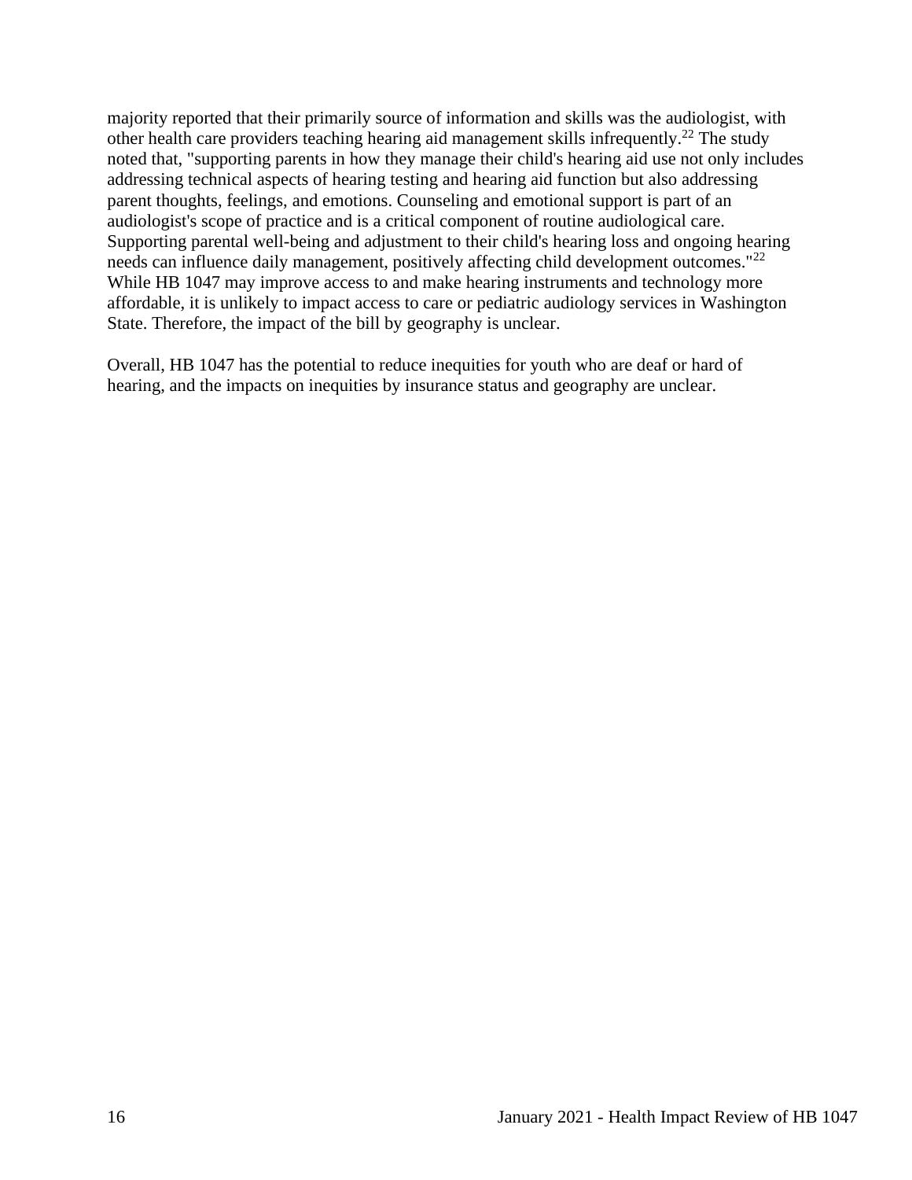majority reported that their primarily source of information and skills was the audiologist, with other health care providers teaching hearing aid management skills infrequently.[22] The study noted that, "supporting parents in how they manage their child's hearing aid use not only includes addressing technical aspects of hearing testing and hearing aid function but also addressing parent thoughts, feelings, and emotions. Counseling and emotional support is part of an audiologist's scope of practice and is a critical component of routine audiological care. Supporting parental well-being and adjustment to their child's hearing loss and ongoing hearing needs can influence daily management, positively affecting child development outcomes."[22] While HB 1047 may improve access to and make hearing instruments and technology more affordable, it is unlikely to impact access to care or pediatric audiology services in Washington State. Therefore, the impact of the bill by geography is unclear.

Overall, HB 1047 has the potential to reduce inequities for youth who are deaf or hard of hearing, and the impacts on inequities by insurance status and geography are unclear.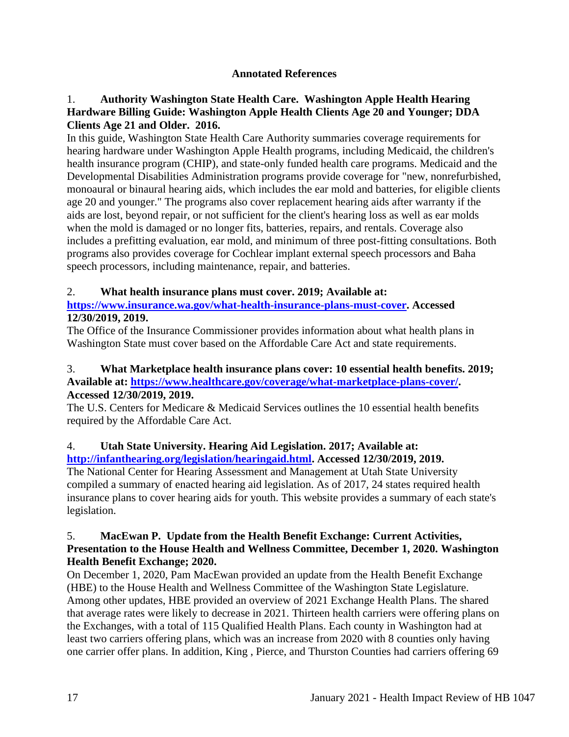## Annotated References

1. **Authority Washington State Health Care. Washington Apple Health Hearing Hardware Billing Guide: Washington Apple Health Clients Age 20 and Younger; DDA Clients Age 21 and Older. 2016.**

In this guide, Washington State Health Care Authority summaries coverage requirements for hearing hardware under Washington Apple Health programs, including Medicaid, the children's health insurance program (CHIP), and state-only funded health care programs. Medicaid and the Developmental Disabilities Administration programs provide coverage for "new, nonrefurbished, monoaural or binaural hearing aids, which includes the ear mold and batteries, for eligible clients age 20 and younger." The programs also cover replacement hearing aids after warranty if the aids are lost, beyond repair, or not sufficient for the client's hearing loss as well as ear molds when the mold is damaged or no longer fits, batteries, repairs, and rentals. Coverage also includes a prefitting evaluation, ear mold, and minimum of three post-fitting consultations. Both programs also provides coverage for Cochlear implant external speech processors and Baha speech processors, including maintenance, repair, and batteries.

2. **What health insurance plans must cover. 2019; Available at: [https://www.insurance.wa.gov/what-health-insurance-plans-must-cover](https://www.insurance.wa.gov/what-health-insurance-plans-must-cover). Accessed 12/30/2019, 2019.**

The Office of the Insurance Commissioner provides information about what health plans in Washington State must cover based on the Affordable Care Act and state requirements.

3. **What Marketplace health insurance plans cover: 10 essential health benefits. 2019; Available at: [https://www.healthcare.gov/coverage/what-marketplace-plans-cover/](https://www.healthcare.gov/coverage/what-marketplace-plans-cover/). Accessed 12/30/2019, 2019.**

The U.S. Centers for Medicare & Medicaid Services outlines the 10 essential health benefits required by the Affordable Care Act.

4. **Utah State University. Hearing Aid Legislation. 2017; Available at: [http://infanthearing.org/legislation/hearingaid.html](http://infanthearing.org/legislation/hearingaid.html). Accessed 12/30/2019, 2019.**

The National Center for Hearing Assessment and Management at Utah State University compiled a summary of enacted hearing aid legislation. As of 2017, 24 states required health insurance plans to cover hearing aids for youth. This website provides a summary of each state's legislation.

5. **MacEwan P. Update from the Health Benefit Exchange: Current Activities, Presentation to the House Health and Wellness Committee, December 1, 2020. Washington Health Benefit Exchange; 2020.**

On December 1, 2020, Pam MacEwan provided an update from the Health Benefit Exchange (HBE) to the House Health and Wellness Committee of the Washington State Legislature. Among other updates, HBE provided an overview of 2021 Exchange Health Plans. The shared that average rates were likely to decrease in 2021. Thirteen health carriers were offering plans on the Exchanges, with a total of 115 Qualified Health Plans. Each county in Washington had at least two carriers offering plans, which was an increase from 2020 with 8 counties only having one carrier offer plans. In addition, King , Pierce, and Thurston Counties had carriers offering 69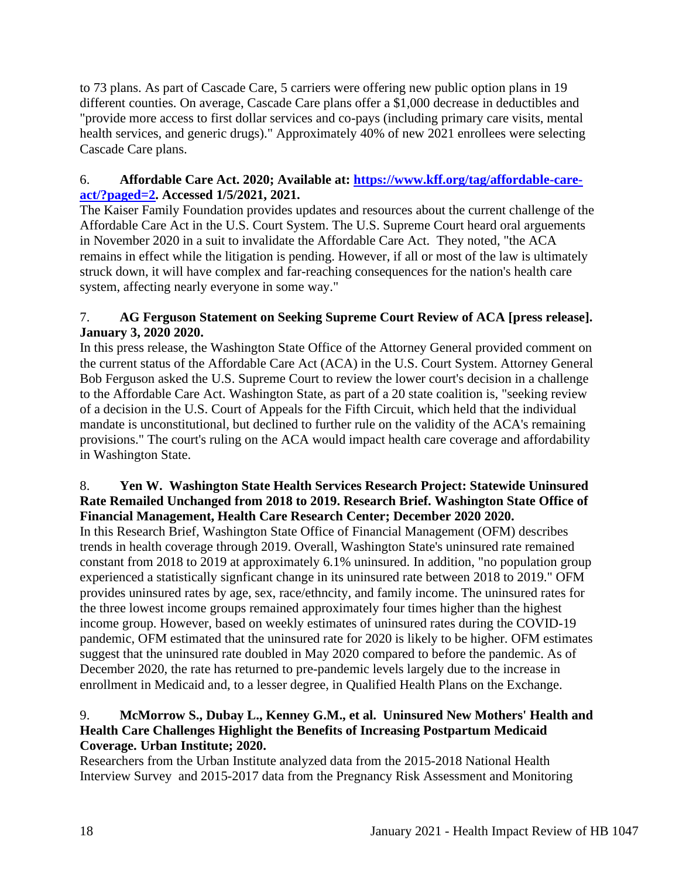to 73 plans. As part of Cascade Care, 5 carriers were offering new public option plans in 19 different counties. On average, Cascade Care plans offer a $1,000 decrease in deductibles and "provide more access to first dollar services and co-pays (including primary care visits, mental health services, and generic drugs)." Approximately 40% of new 2021 enrollees were selecting Cascade Care plans.

6. **Affordable Care Act. 2020; Available at: [https://www.kff.org/tag/affordable-care-act/?paged=2](https://www.kff.org/tag/affordable-care-act/?paged=2). Accessed 1/5/2021, 2021.**
The Kaiser Family Foundation provides updates and resources about the current challenge of the Affordable Care Act in the U.S. Court System. The U.S. Supreme Court heard oral arguements in November 2020 in a suit to invalidate the Affordable Care Act. They noted, "the ACA remains in effect while the litigation is pending. However, if all or most of the law is ultimately struck down, it will have complex and far-reaching consequences for the nation's health care system, affecting nearly everyone in some way."

7. **AG Ferguson Statement on Seeking Supreme Court Review of ACA [press release]. January 3, 2020 2020.**
In this press release, the Washington State Office of the Attorney General provided comment on the current status of the Affordable Care Act (ACA) in the U.S. Court System. Attorney General Bob Ferguson asked the U.S. Supreme Court to review the lower court's decision in a challenge to the Affordable Care Act. Washington State, as part of a 20 state coalition is, "seeking review of a decision in the U.S. Court of Appeals for the Fifth Circuit, which held that the individual mandate is unconstitutional, but declined to further rule on the validity of the ACA's remaining provisions." The court's ruling on the ACA would impact health care coverage and affordability in Washington State.

8. **Yen W. Washington State Health Services Research Project: Statewide Uninsured Rate Remailed Unchanged from 2018 to 2019. Research Brief. Washington State Office of Financial Management, Health Care Research Center; December 2020 2020.**
In this Research Brief, Washington State Office of Financial Management (OFM) describes trends in health coverage through 2019. Overall, Washington State's uninsured rate remained constant from 2018 to 2019 at approximately 6.1% uninsured. In addition, "no population group experienced a statistically signficant change in its uninsured rate between 2018 to 2019." OFM provides uninsured rates by age, sex, race/ethncity, and family income. The uninsured rates for the three lowest income groups remained approximately four times higher than the highest income group. However, based on weekly estimates of uninsured rates during the COVID-19 pandemic, OFM estimated that the uninsured rate for 2020 is likely to be higher. OFM estimates suggest that the uninsured rate doubled in May 2020 compared to before the pandemic. As of December 2020, the rate has returned to pre-pandemic levels largely due to the increase in enrollment in Medicaid and, to a lesser degree, in Qualified Health Plans on the Exchange.

9. **McMorrow S., Dubay L., Kenney G.M., et al. Uninsured New Mothers' Health and Health Care Challenges Highlight the Benefits of Increasing Postpartum Medicaid Coverage. Urban Institute; 2020.**
Researchers from the Urban Institute analyzed data from the 2015-2018 National Health Interview Survey and 2015-2017 data from the Pregnancy Risk Assessment and Monitoring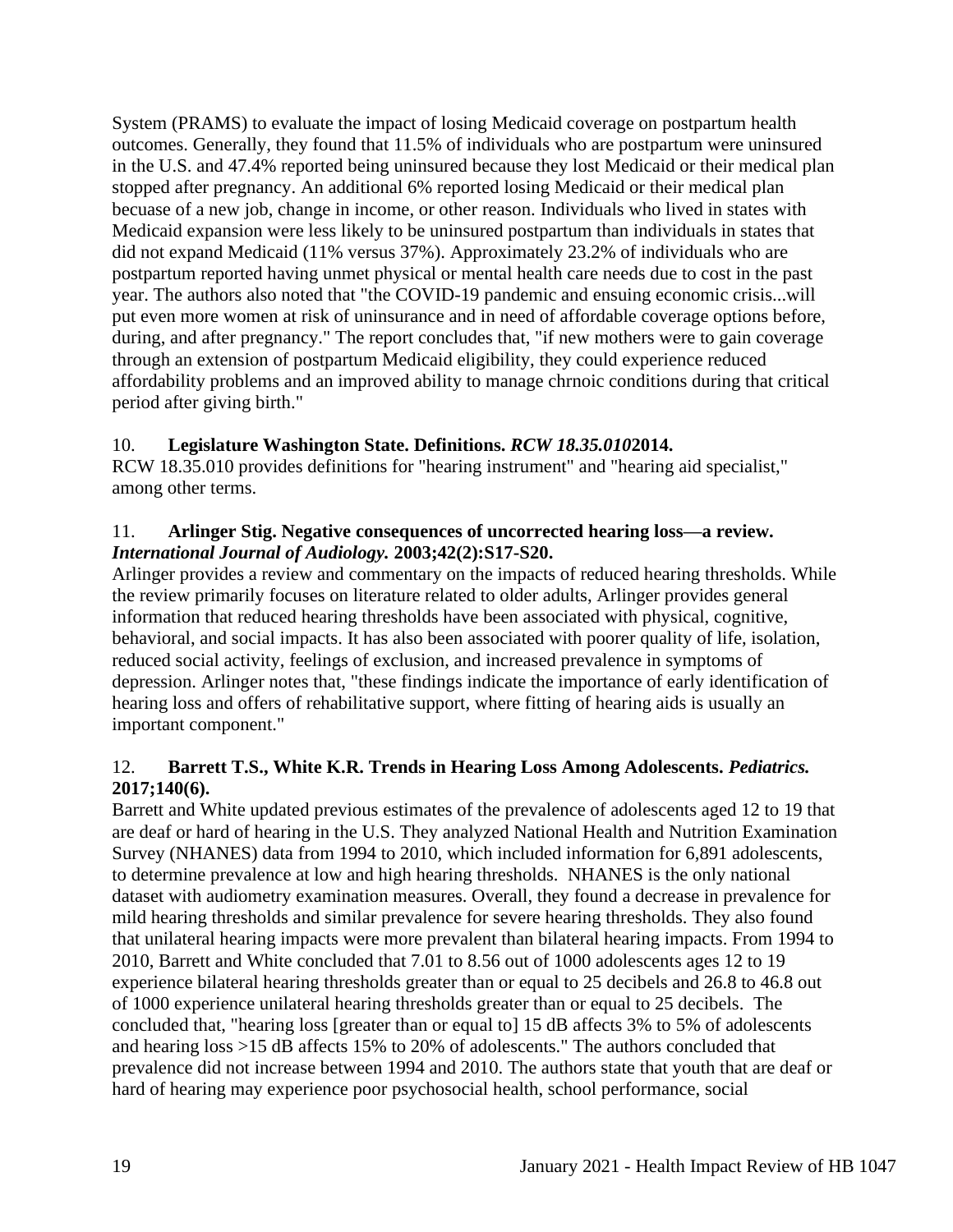System (PRAMS) to evaluate the impact of losing Medicaid coverage on postpartum health outcomes. Generally, they found that 11.5% of individuals who are postpartum were uninsured in the U.S. and 47.4% reported being uninsured because they lost Medicaid or their medical plan stopped after pregnancy. An additional 6% reported losing Medicaid or their medical plan becuase of a new job, change in income, or other reason. Individuals who lived in states with Medicaid expansion were less likely to be uninsured postpartum than individuals in states that did not expand Medicaid (11% versus 37%). Approximately 23.2% of individuals who are postpartum reported having unmet physical or mental health care needs due to cost in the past year. The authors also noted that "the COVID-19 pandemic and ensuing economic crisis...will put even more women at risk of uninsurance and in need of affordable coverage options before, during, and after pregnancy." The report concludes that, "if new mothers were to gain coverage through an extension of postpartum Medicaid eligibility, they could experience reduced affordability problems and an improved ability to manage chrnoic conditions during that critical period after giving birth."

10. **Legislature Washington State. Definitions.** ***RCW 18.35.010*****2014.**
RCW 18.35.010 provides definitions for "hearing instrument" and "hearing aid specialist," among other terms.

11. **Arlinger Stig. Negative consequences of uncorrected hearing loss—a review.** ***International Journal of Audiology.*** **2003;42(2):S17-S20.**
Arlinger provides a review and commentary on the impacts of reduced hearing thresholds. While the review primarily focuses on literature related to older adults, Arlinger provides general information that reduced hearing thresholds have been associated with physical, cognitive, behavioral, and social impacts. It has also been associated with poorer quality of life, isolation, reduced social activity, feelings of exclusion, and increased prevalence in symptoms of depression. Arlinger notes that, "these findings indicate the importance of early identification of hearing loss and offers of rehabilitative support, where fitting of hearing aids is usually an important component."

12. **Barrett T.S., White K.R. Trends in Hearing Loss Among Adolescents.** ***Pediatrics.*** **2017;140(6).**
Barrett and White updated previous estimates of the prevalence of adolescents aged 12 to 19 that are deaf or hard of hearing in the U.S. They analyzed National Health and Nutrition Examination Survey (NHANES) data from 1994 to 2010, which included information for 6,891 adolescents, to determine prevalence at low and high hearing thresholds. NHANES is the only national dataset with audiometry examination measures. Overall, they found a decrease in prevalence for mild hearing thresholds and similar prevalence for severe hearing thresholds. They also found that unilateral hearing impacts were more prevalent than bilateral hearing impacts. From 1994 to 2010, Barrett and White concluded that 7.01 to 8.56 out of 1000 adolescents ages 12 to 19 experience bilateral hearing thresholds greater than or equal to 25 decibels and 26.8 to 46.8 out of 1000 experience unilateral hearing thresholds greater than or equal to 25 decibels. The concluded that, "hearing loss [greater than or equal to] 15 dB affects 3% to 5% of adolescents and hearing loss >15 dB affects 15% to 20% of adolescents." The authors concluded that prevalence did not increase between 1994 and 2010. The authors state that youth that are deaf or hard of hearing may experience poor psychosocial health, school performance, social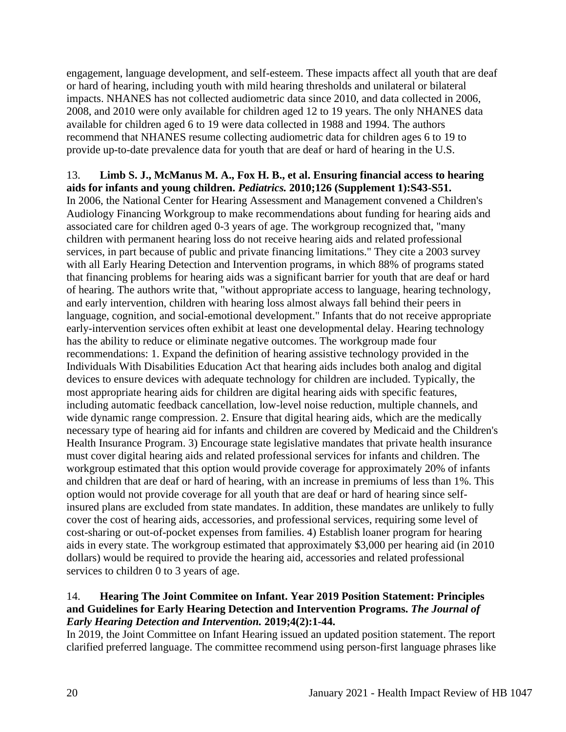engagement, language development, and self-esteem. These impacts affect all youth that are deaf or hard of hearing, including youth with mild hearing thresholds and unilateral or bilateral impacts. NHANES has not collected audiometric data since 2010, and data collected in 2006, 2008, and 2010 were only available for children aged 12 to 19 years. The only NHANES data available for children aged 6 to 19 were data collected in 1988 and 1994. The authors recommend that NHANES resume collecting audiometric data for children ages 6 to 19 to provide up-to-date prevalence data for youth that are deaf or hard of hearing in the U.S.

13. **Limb S. J., McManus M. A., Fox H. B., et al. Ensuring financial access to hearing aids for infants and young children. *Pediatrics.* 2010;126 (Supplement 1):S43-S51.**
In 2006, the National Center for Hearing Assessment and Management convened a Children's Audiology Financing Workgroup to make recommendations about funding for hearing aids and associated care for children aged 0-3 years of age. The workgroup recognized that, "many children with permanent hearing loss do not receive hearing aids and related professional services, in part because of public and private financing limitations." They cite a 2003 survey with all Early Hearing Detection and Intervention programs, in which 88% of programs stated that financing problems for hearing aids was a significant barrier for youth that are deaf or hard of hearing. The authors write that, "without appropriate access to language, hearing technology, and early intervention, children with hearing loss almost always fall behind their peers in language, cognition, and social-emotional development." Infants that do not receive appropriate early-intervention services often exhibit at least one developmental delay. Hearing technology has the ability to reduce or eliminate negative outcomes. The workgroup made four recommendations: 1. Expand the definition of hearing assistive technology provided in the Individuals With Disabilities Education Act that hearing aids includes both analog and digital devices to ensure devices with adequate technology for children are included. Typically, the most appropriate hearing aids for children are digital hearing aids with specific features, including automatic feedback cancellation, low-level noise reduction, multiple channels, and wide dynamic range compression. 2. Ensure that digital hearing aids, which are the medically necessary type of hearing aid for infants and children are covered by Medicaid and the Children's Health Insurance Program. 3) Encourage state legislative mandates that private health insurance must cover digital hearing aids and related professional services for infants and children. The workgroup estimated that this option would provide coverage for approximately 20% of infants and children that are deaf or hard of hearing, with an increase in premiums of less than 1%. This option would not provide coverage for all youth that are deaf or hard of hearing since self-insured plans are excluded from state mandates. In addition, these mandates are unlikely to fully cover the cost of hearing aids, accessories, and professional services, requiring some level of cost-sharing or out-of-pocket expenses from families. 4) Establish loaner program for hearing aids in every state. The workgroup estimated that approximately $3,000 per hearing aid (in 2010 dollars) would be required to provide the hearing aid, accessories and related professional services to children 0 to 3 years of age.

14. **Hearing The Joint Commitee on Infant. Year 2019 Position Statement: Principles and Guidelines for Early Hearing Detection and Intervention Programs. *The Journal of Early Hearing Detection and Intervention.* 2019;4(2):1-44.**
In 2019, the Joint Committee on Infant Hearing issued an updated position statement. The report clarified preferred language. The committee recommend using person-first language phrases like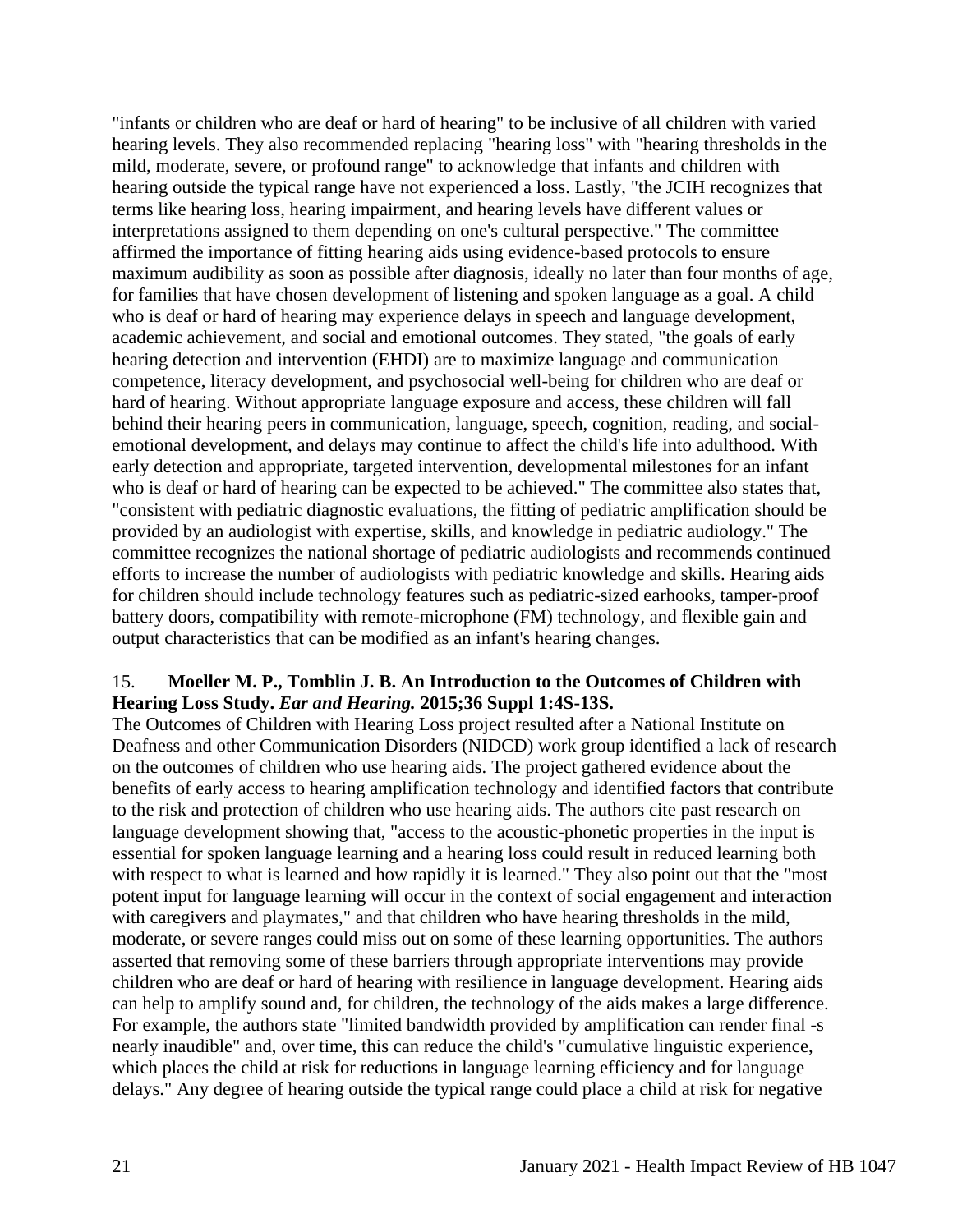"infants or children who are deaf or hard of hearing" to be inclusive of all children with varied hearing levels. They also recommended replacing "hearing loss" with "hearing thresholds in the mild, moderate, severe, or profound range" to acknowledge that infants and children with hearing outside the typical range have not experienced a loss. Lastly, "the JCIH recognizes that terms like hearing loss, hearing impairment, and hearing levels have different values or interpretations assigned to them depending on one's cultural perspective." The committee affirmed the importance of fitting hearing aids using evidence-based protocols to ensure maximum audibility as soon as possible after diagnosis, ideally no later than four months of age, for families that have chosen development of listening and spoken language as a goal. A child who is deaf or hard of hearing may experience delays in speech and language development, academic achievement, and social and emotional outcomes. They stated, "the goals of early hearing detection and intervention (EHDI) are to maximize language and communication competence, literacy development, and psychosocial well-being for children who are deaf or hard of hearing. Without appropriate language exposure and access, these children will fall behind their hearing peers in communication, language, speech, cognition, reading, and social-emotional development, and delays may continue to affect the child's life into adulthood. With early detection and appropriate, targeted intervention, developmental milestones for an infant who is deaf or hard of hearing can be expected to be achieved." The committee also states that, "consistent with pediatric diagnostic evaluations, the fitting of pediatric amplification should be provided by an audiologist with expertise, skills, and knowledge in pediatric audiology." The committee recognizes the national shortage of pediatric audiologists and recommends continued efforts to increase the number of audiologists with pediatric knowledge and skills. Hearing aids for children should include technology features such as pediatric-sized earhooks, tamper-proof battery doors, compatibility with remote-microphone (FM) technology, and flexible gain and output characteristics that can be modified as an infant's hearing changes.

15. **Moeller M. P., Tomblin J. B. An Introduction to the Outcomes of Children with Hearing Loss Study. *Ear and Hearing.* 2015;36 Suppl 1:4S-13S.**
The Outcomes of Children with Hearing Loss project resulted after a National Institute on Deafness and other Communication Disorders (NIDCD) work group identified a lack of research on the outcomes of children who use hearing aids. The project gathered evidence about the benefits of early access to hearing amplification technology and identified factors that contribute to the risk and protection of children who use hearing aids. The authors cite past research on language development showing that, "access to the acoustic-phonetic properties in the input is essential for spoken language learning and a hearing loss could result in reduced learning both with respect to what is learned and how rapidly it is learned." They also point out that the "most potent input for language learning will occur in the context of social engagement and interaction with caregivers and playmates," and that children who have hearing thresholds in the mild, moderate, or severe ranges could miss out on some of these learning opportunities. The authors asserted that removing some of these barriers through appropriate interventions may provide children who are deaf or hard of hearing with resilience in language development. Hearing aids can help to amplify sound and, for children, the technology of the aids makes a large difference. For example, the authors state "limited bandwidth provided by amplification can render final -s nearly inaudible" and, over time, this can reduce the child's "cumulative linguistic experience, which places the child at risk for reductions in language learning efficiency and for language delays." Any degree of hearing outside the typical range could place a child at risk for negative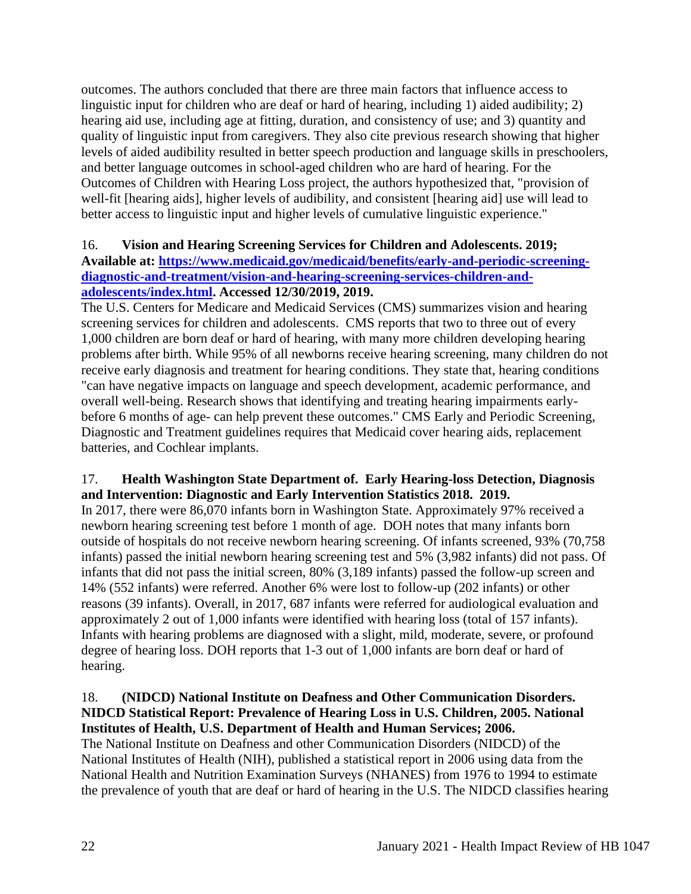outcomes. The authors concluded that there are three main factors that influence access to linguistic input for children who are deaf or hard of hearing, including 1) aided audibility; 2) hearing aid use, including age at fitting, duration, and consistency of use; and 3) quantity and quality of linguistic input from caregivers. They also cite previous research showing that higher levels of aided audibility resulted in better speech production and language skills in preschoolers, and better language outcomes in school-aged children who are hard of hearing. For the Outcomes of Children with Hearing Loss project, the authors hypothesized that, "provision of well-fit [hearing aids], higher levels of audibility, and consistent [hearing aid] use will lead to better access to linguistic input and higher levels of cumulative linguistic experience."

16. **Vision and Hearing Screening Services for Children and Adolescents. 2019; Available at: [https://www.medicaid.gov/medicaid/benefits/early-and-periodic-screening-diagnostic-and-treatment/vision-and-hearing-screening-services-children-and-adolescents/index.html](https://www.medicaid.gov/medicaid/benefits/early-and-periodic-screening-diagnostic-and-treatment/vision-and-hearing-screening-services-children-and-adolescents/index.html). Accessed 12/30/2019, 2019.**

The U.S. Centers for Medicare and Medicaid Services (CMS) summarizes vision and hearing screening services for children and adolescents. CMS reports that two to three out of every 1,000 children are born deaf or hard of hearing, with many more children developing hearing problems after birth. While 95% of all newborns receive hearing screening, many children do not receive early diagnosis and treatment for hearing conditions. They state that, hearing conditions "can have negative impacts on language and speech development, academic performance, and overall well-being. Research shows that identifying and treating hearing impairments early-before 6 months of age- can help prevent these outcomes." CMS Early and Periodic Screening, Diagnostic and Treatment guidelines requires that Medicaid cover hearing aids, replacement batteries, and Cochlear implants.

17. **Health Washington State Department of. Early Hearing-loss Detection, Diagnosis and Intervention: Diagnostic and Early Intervention Statistics 2018. 2019.**

In 2017, there were 86,070 infants born in Washington State. Approximately 97% received a newborn hearing screening test before 1 month of age. DOH notes that many infants born outside of hospitals do not receive newborn hearing screening. Of infants screened, 93% (70,758 infants) passed the initial newborn hearing screening test and 5% (3,982 infants) did not pass. Of infants that did not pass the initial screen, 80% (3,189 infants) passed the follow-up screen and 14% (552 infants) were referred. Another 6% were lost to follow-up (202 infants) or other reasons (39 infants). Overall, in 2017, 687 infants were referred for audiological evaluation and approximately 2 out of 1,000 infants were identified with hearing loss (total of 157 infants). Infants with hearing problems are diagnosed with a slight, mild, moderate, severe, or profound degree of hearing loss. DOH reports that 1-3 out of 1,000 infants are born deaf or hard of hearing.

18. **(NIDCD) National Institute on Deafness and Other Communication Disorders. NIDCD Statistical Report: Prevalence of Hearing Loss in U.S. Children, 2005. National Institutes of Health, U.S. Department of Health and Human Services; 2006.**

The National Institute on Deafness and other Communication Disorders (NIDCD) of the National Institutes of Health (NIH), published a statistical report in 2006 using data from the National Health and Nutrition Examination Surveys (NHANES) from 1976 to 1994 to estimate the prevalence of youth that are deaf or hard of hearing in the U.S. The NIDCD classifies hearing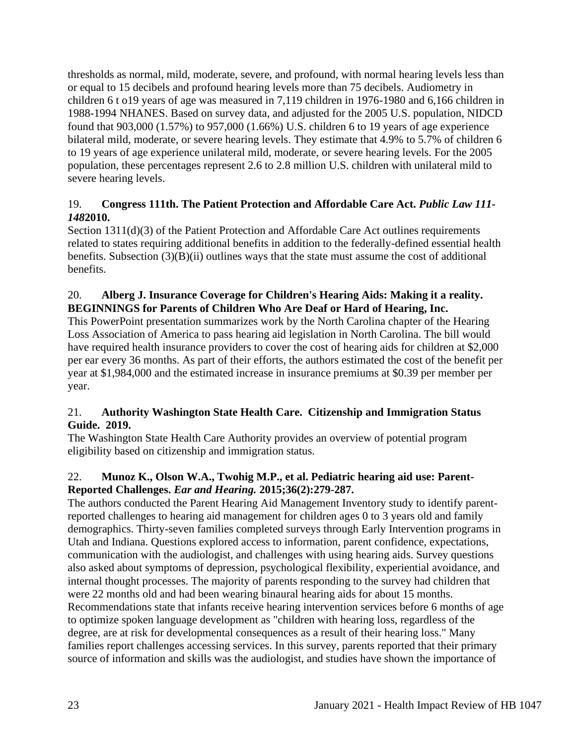thresholds as normal, mild, moderate, severe, and profound, with normal hearing levels less than or equal to 15 decibels and profound hearing levels more than 75 decibels. Audiometry in children 6 t o19 years of age was measured in 7,119 children in 1976-1980 and 6,166 children in 1988-1994 NHANES. Based on survey data, and adjusted for the 2005 U.S. population, NIDCD found that 903,000 (1.57%) to 957,000 (1.66%) U.S. children 6 to 19 years of age experience bilateral mild, moderate, or severe hearing levels. They estimate that 4.9% to 5.7% of children 6 to 19 years of age experience unilateral mild, moderate, or severe hearing levels. For the 2005 population, these percentages represent 2.6 to 2.8 million U.S. children with unilateral mild to severe hearing levels.

19. **Congress 111th. The Patient Protection and Affordable Care Act. *Public Law 111-148*2010.**
Section 1311(d)(3) of the Patient Protection and Affordable Care Act outlines requirements related to states requiring additional benefits in addition to the federally-defined essential health benefits. Subsection (3)(B)(ii) outlines ways that the state must assume the cost of additional benefits.

20. **Alberg J. Insurance Coverage for Children's Hearing Aids: Making it a reality. BEGINNINGS for Parents of Children Who Are Deaf or Hard of Hearing, Inc.**
This PowerPoint presentation summarizes work by the North Carolina chapter of the Hearing Loss Association of America to pass hearing aid legislation in North Carolina. The bill would have required health insurance providers to cover the cost of hearing aids for children at $2,000 per ear every 36 months. As part of their efforts, the authors estimated the cost of the benefit per year at $1,984,000 and the estimated increase in insurance premiums at $0.39 per member per year.

21. **Authority Washington State Health Care. Citizenship and Immigration Status Guide. 2019.**
The Washington State Health Care Authority provides an overview of potential program eligibility based on citizenship and immigration status.

22. **Munoz K., Olson W.A., Twohig M.P., et al. Pediatric hearing aid use: Parent-Reported Challenges. *Ear and Hearing.* 2015;36(2):279-287.**
The authors conducted the Parent Hearing Aid Management Inventory study to identify parent-reported challenges to hearing aid management for children ages 0 to 3 years old and family demographics. Thirty-seven families completed surveys through Early Intervention programs in Utah and Indiana. Questions explored access to information, parent confidence, expectations, communication with the audiologist, and challenges with using hearing aids. Survey questions also asked about symptoms of depression, psychological flexibility, experiential avoidance, and internal thought processes. The majority of parents responding to the survey had children that were 22 months old and had been wearing binaural hearing aids for about 15 months. Recommendations state that infants receive hearing intervention services before 6 months of age to optimize spoken language development as "children with hearing loss, regardless of the degree, are at risk for developmental consequences as a result of their hearing loss." Many families report challenges accessing services. In this survey, parents reported that their primary source of information and skills was the audiologist, and studies have shown the importance of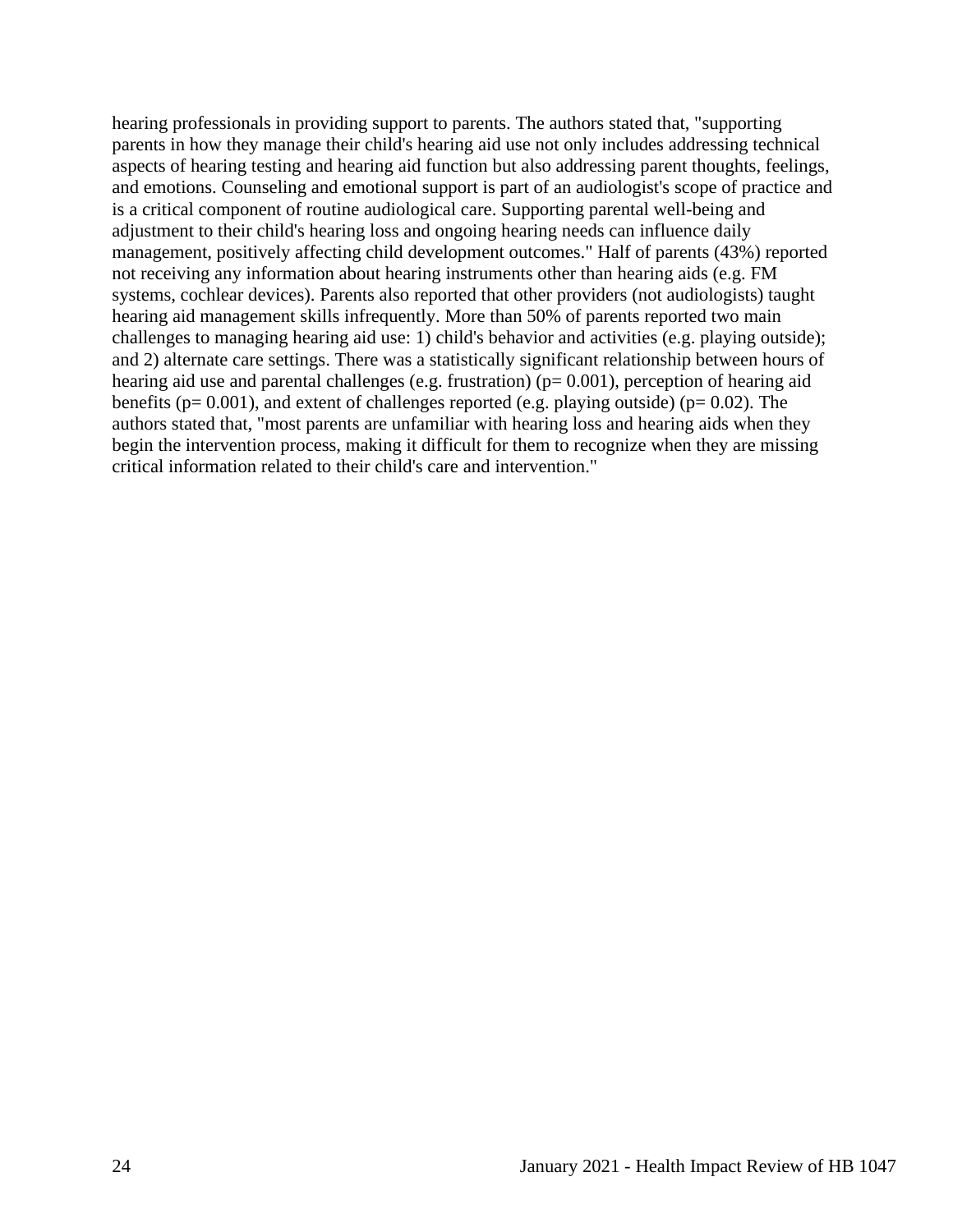hearing professionals in providing support to parents. The authors stated that, "supporting parents in how they manage their child's hearing aid use not only includes addressing technical aspects of hearing testing and hearing aid function but also addressing parent thoughts, feelings, and emotions. Counseling and emotional support is part of an audiologist's scope of practice and is a critical component of routine audiological care. Supporting parental well-being and adjustment to their child's hearing loss and ongoing hearing needs can influence daily management, positively affecting child development outcomes." Half of parents (43%) reported not receiving any information about hearing instruments other than hearing aids (e.g. FM systems, cochlear devices). Parents also reported that other providers (not audiologists) taught hearing aid management skills infrequently. More than 50% of parents reported two main challenges to managing hearing aid use: 1) child's behavior and activities (e.g. playing outside); and 2) alternate care settings. There was a statistically significant relationship between hours of hearing aid use and parental challenges (e.g. frustration) ($p = 0.001$), perception of hearing aid benefits ($p = 0.001$), and extent of challenges reported (e.g. playing outside) ($p = 0.02$). The authors stated that, "most parents are unfamiliar with hearing loss and hearing aids when they begin the intervention process, making it difficult for them to recognize when they are missing critical information related to their child's care and intervention."